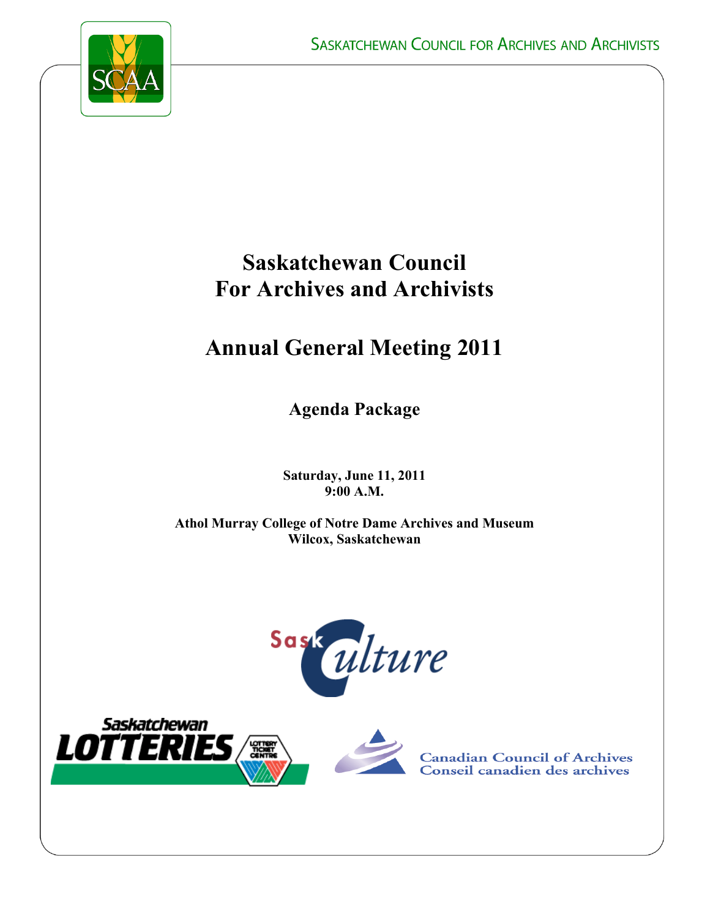# Saskatchewan Council For Archives and Archivists

# Annual General Meeting 2011

## Agenda Package

**Saturday, June 11, 2011**
**9:00 A.M.**

**Athol Murray College of Notre Dame Archives and Museum**
**Wilcox, Saskatchewan**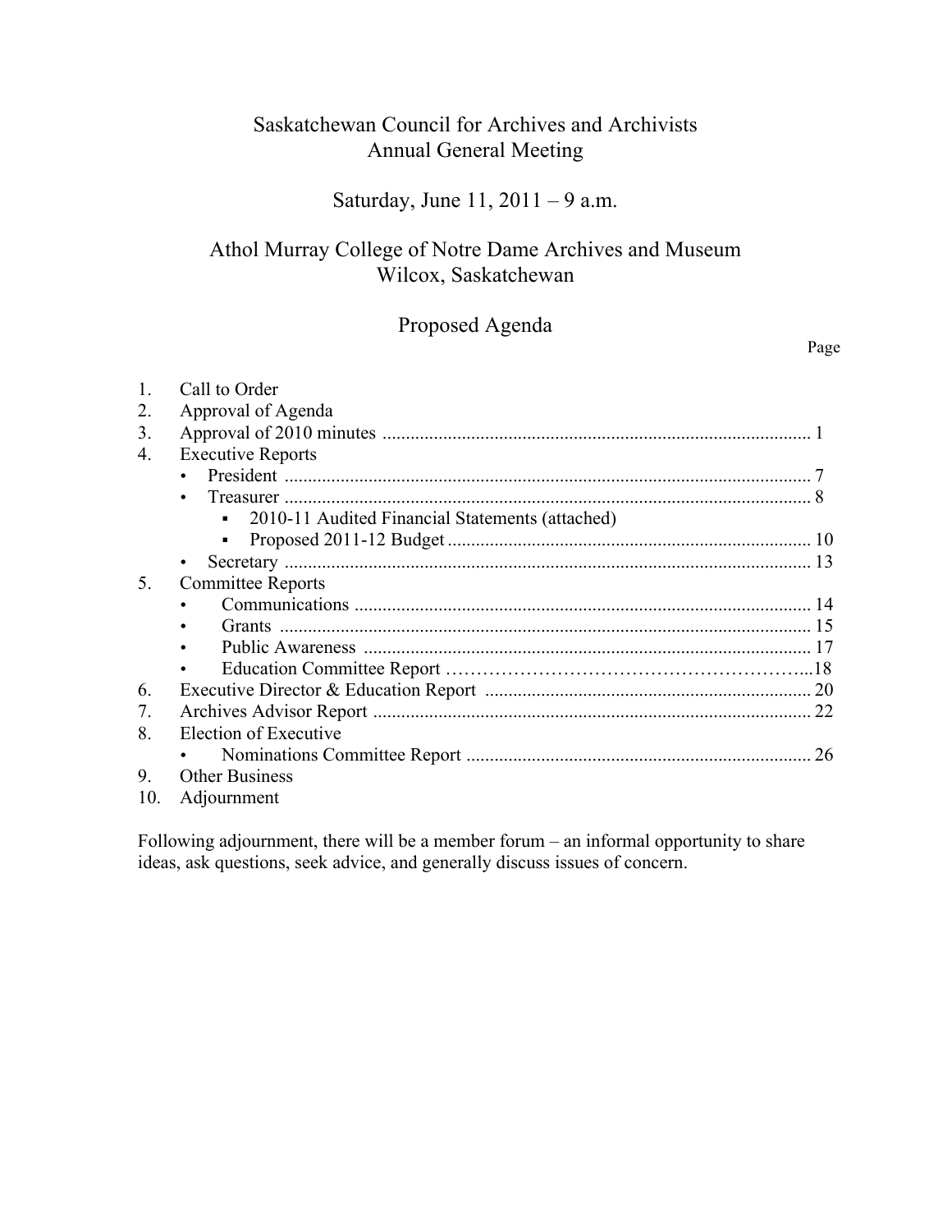# Saskatchewan Council for Archives and Archivists
# Annual General Meeting

## Saturday, June 11, 2011 – 9 a.m.

## Athol Murray College of Notre Dame Archives and Museum
## Wilcox, Saskatchewan

## Proposed Agenda

| | | Page |
|---|---|---|
| 1. | Call to Order | |
| 2. | Approval of Agenda | |
| 3. | Approval of 2010 minutes | 1 |
| 4. | Executive Reports | |
| | • President | 7 |
| | • Treasurer | 8 |
| | ▪ 2010-11 Audited Financial Statements (attached) | |
| | ▪ Proposed 2011-12 Budget | 10 |
| | • Secretary | 13 |
| 5. | Committee Reports | |
| | • Communications | 14 |
| | • Grants | 15 |
| | • Public Awareness | 17 |
| | • Education Committee Report | 18 |
| 6. | Executive Director & Education Report | 20 |
| 7. | Archives Advisor Report | 22 |
| 8. | Election of Executive | |
| | • Nominations Committee Report | 26 |
| 9. | Other Business | |
| 10. | Adjournment | |

Following adjournment, there will be a member forum – an informal opportunity to share ideas, ask questions, seek advice, and generally discuss issues of concern.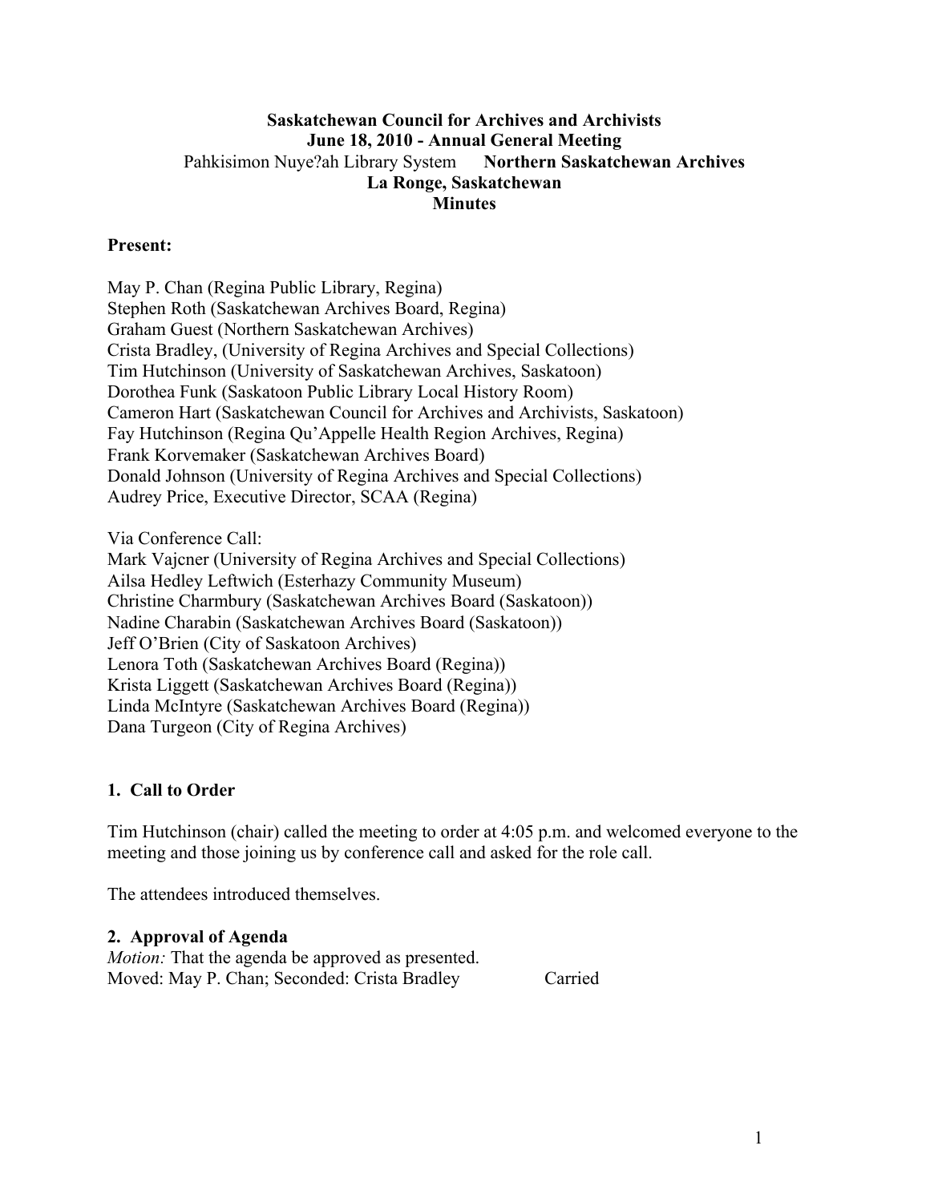**Saskatchewan Council for Archives and Archivists**
**June 18, 2010 - Annual General Meeting**
Pahkisimon Nuye?ah Library System **Northern Saskatchewan Archives**
**La Ronge, Saskatchewan**
**Minutes**

**Present:**

May P. Chan (Regina Public Library, Regina)
Stephen Roth (Saskatchewan Archives Board, Regina)
Graham Guest (Northern Saskatchewan Archives)
Crista Bradley, (University of Regina Archives and Special Collections)
Tim Hutchinson (University of Saskatchewan Archives, Saskatoon)
Dorothea Funk (Saskatoon Public Library Local History Room)
Cameron Hart (Saskatchewan Council for Archives and Archivists, Saskatoon)
Fay Hutchinson (Regina Qu'Appelle Health Region Archives, Regina)
Frank Korvemaker (Saskatchewan Archives Board)
Donald Johnson (University of Regina Archives and Special Collections)
Audrey Price, Executive Director, SCAA (Regina)

Via Conference Call:
Mark Vajcner (University of Regina Archives and Special Collections)
Ailsa Hedley Leftwich (Esterhazy Community Museum)
Christine Charmbury (Saskatchewan Archives Board (Saskatoon))
Nadine Charabin (Saskatchewan Archives Board (Saskatoon))
Jeff O'Brien (City of Saskatoon Archives)
Lenora Toth (Saskatchewan Archives Board (Regina))
Krista Liggett (Saskatchewan Archives Board (Regina))
Linda McIntyre (Saskatchewan Archives Board (Regina))
Dana Turgeon (City of Regina Archives)

## 1. Call to Order

Tim Hutchinson (chair) called the meeting to order at 4:05 p.m. and welcomed everyone to the meeting and those joining us by conference call and asked for the role call.

The attendees introduced themselves.

## 2. Approval of Agenda

*Motion:* That the agenda be approved as presented.
Moved: May P. Chan; Seconded: Crista Bradley Carried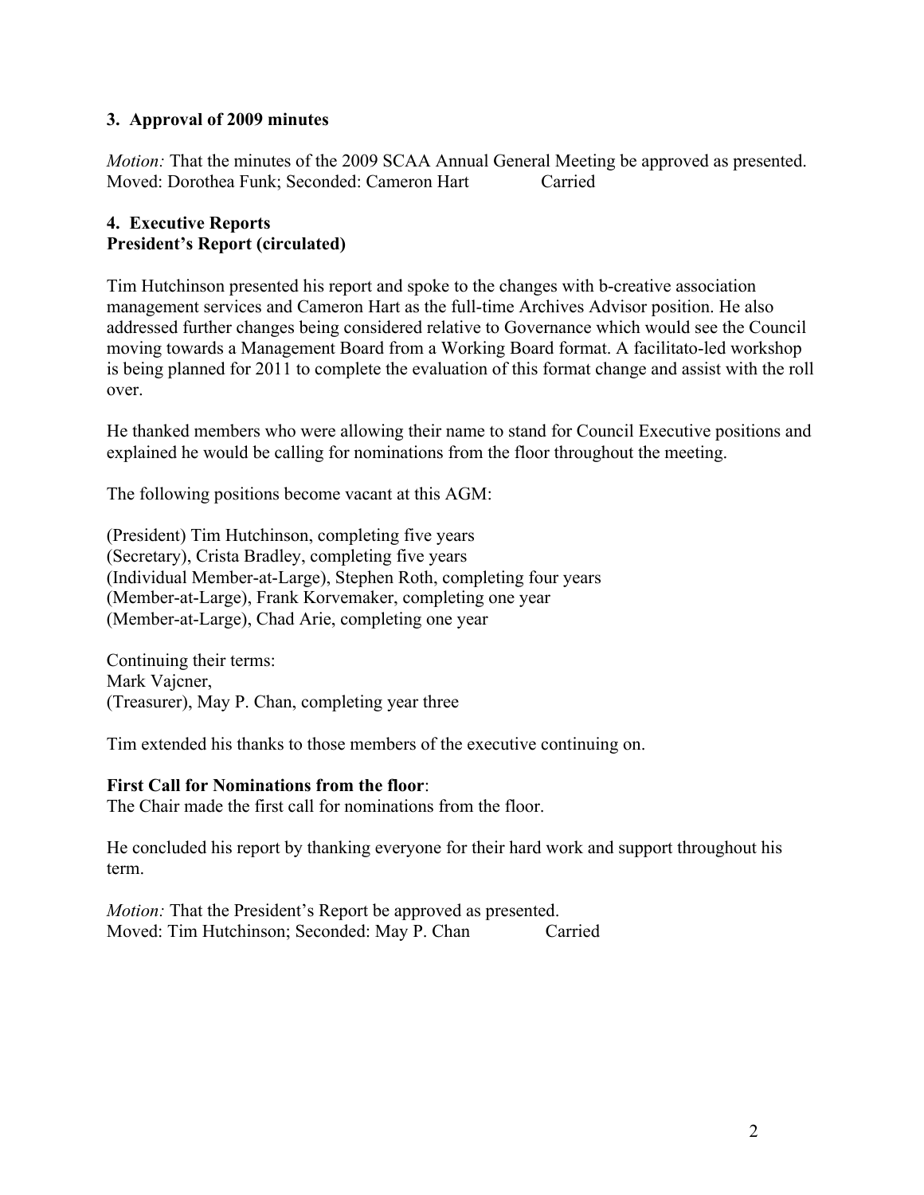### 3. Approval of 2009 minutes

*Motion:* That the minutes of the 2009 SCAA Annual General Meeting be approved as presented.
Moved: Dorothea Funk; Seconded: Cameron Hart Carried

### 4. Executive Reports
### President's Report (circulated)

Tim Hutchinson presented his report and spoke to the changes with b-creative association management services and Cameron Hart as the full-time Archives Advisor position. He also addressed further changes being considered relative to Governance which would see the Council moving towards a Management Board from a Working Board format. A facilitato-led workshop is being planned for 2011 to complete the evaluation of this format change and assist with the roll over.

He thanked members who were allowing their name to stand for Council Executive positions and explained he would be calling for nominations from the floor throughout the meeting.

The following positions become vacant at this AGM:

(President) Tim Hutchinson, completing five years
(Secretary), Crista Bradley, completing five years
(Individual Member-at-Large), Stephen Roth, completing four years
(Member-at-Large), Frank Korvemaker, completing one year
(Member-at-Large), Chad Arie, completing one year

Continuing their terms:
Mark Vajcner,
(Treasurer), May P. Chan, completing year three

Tim extended his thanks to those members of the executive continuing on.

**First Call for Nominations from the floor**:
The Chair made the first call for nominations from the floor.

He concluded his report by thanking everyone for their hard work and support throughout his term.

*Motion:* That the President's Report be approved as presented.
Moved: Tim Hutchinson; Seconded: May P. Chan Carried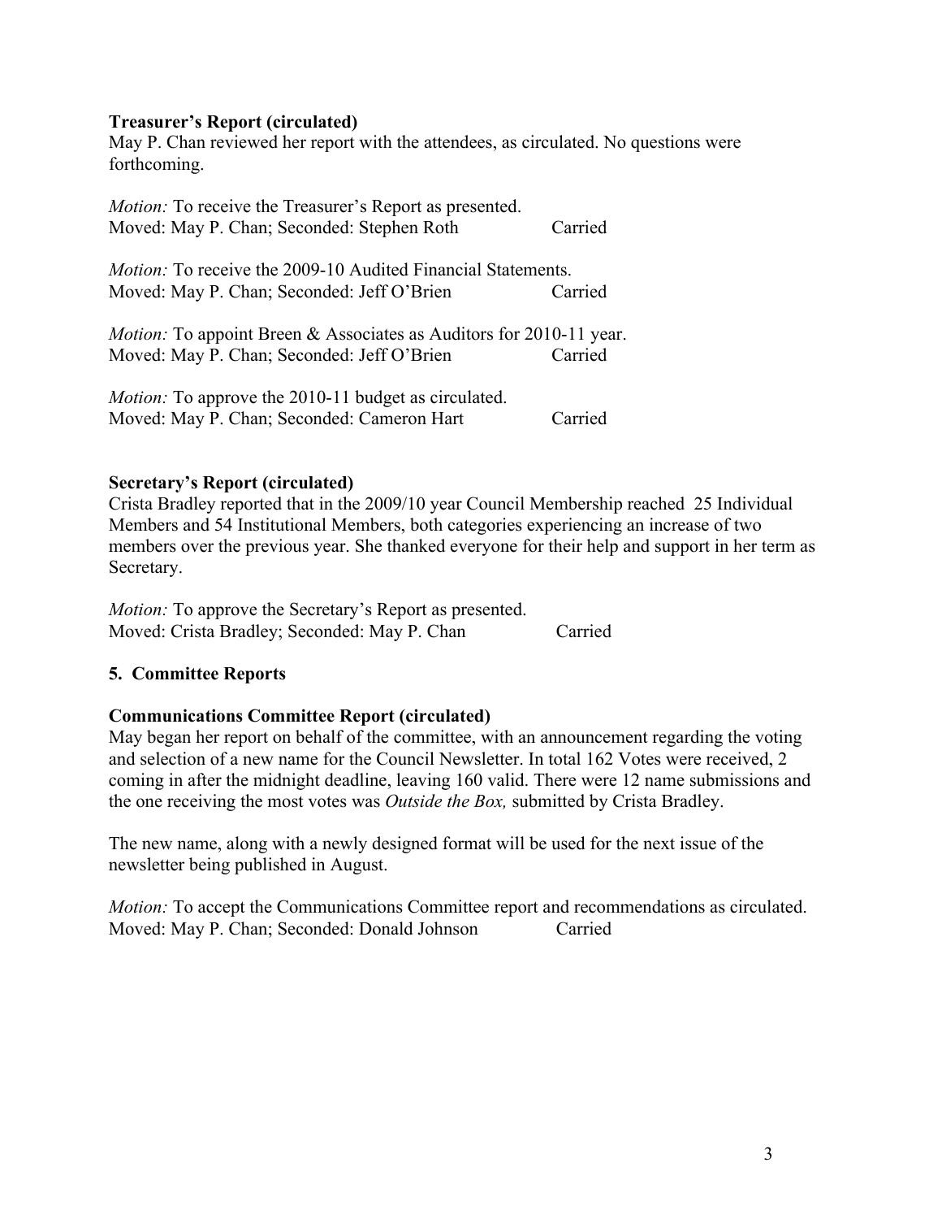**Treasurer's Report (circulated)**
May P. Chan reviewed her report with the attendees, as circulated. No questions were forthcoming.

*Motion:* To receive the Treasurer's Report as presented.
Moved: May P. Chan; Seconded: Stephen Roth Carried

*Motion:* To receive the 2009-10 Audited Financial Statements.
Moved: May P. Chan; Seconded: Jeff O'Brien Carried

*Motion:* To appoint Breen & Associates as Auditors for 2010-11 year.
Moved: May P. Chan; Seconded: Jeff O'Brien Carried

*Motion:* To approve the 2010-11 budget as circulated.
Moved: May P. Chan; Seconded: Cameron Hart Carried

**Secretary's Report (circulated)**
Crista Bradley reported that in the 2009/10 year Council Membership reached 25 Individual Members and 54 Institutional Members, both categories experiencing an increase of two members over the previous year. She thanked everyone for their help and support in her term as Secretary.

*Motion:* To approve the Secretary's Report as presented.
Moved: Crista Bradley; Seconded: May P. Chan Carried

## 5. Committee Reports

**Communications Committee Report (circulated)**
May began her report on behalf of the committee, with an announcement regarding the voting and selection of a new name for the Council Newsletter. In total 162 Votes were received, 2 coming in after the midnight deadline, leaving 160 valid. There were 12 name submissions and the one receiving the most votes was *Outside the Box,* submitted by Crista Bradley.

The new name, along with a newly designed format will be used for the next issue of the newsletter being published in August.

*Motion:* To accept the Communications Committee report and recommendations as circulated.
Moved: May P. Chan; Seconded: Donald Johnson Carried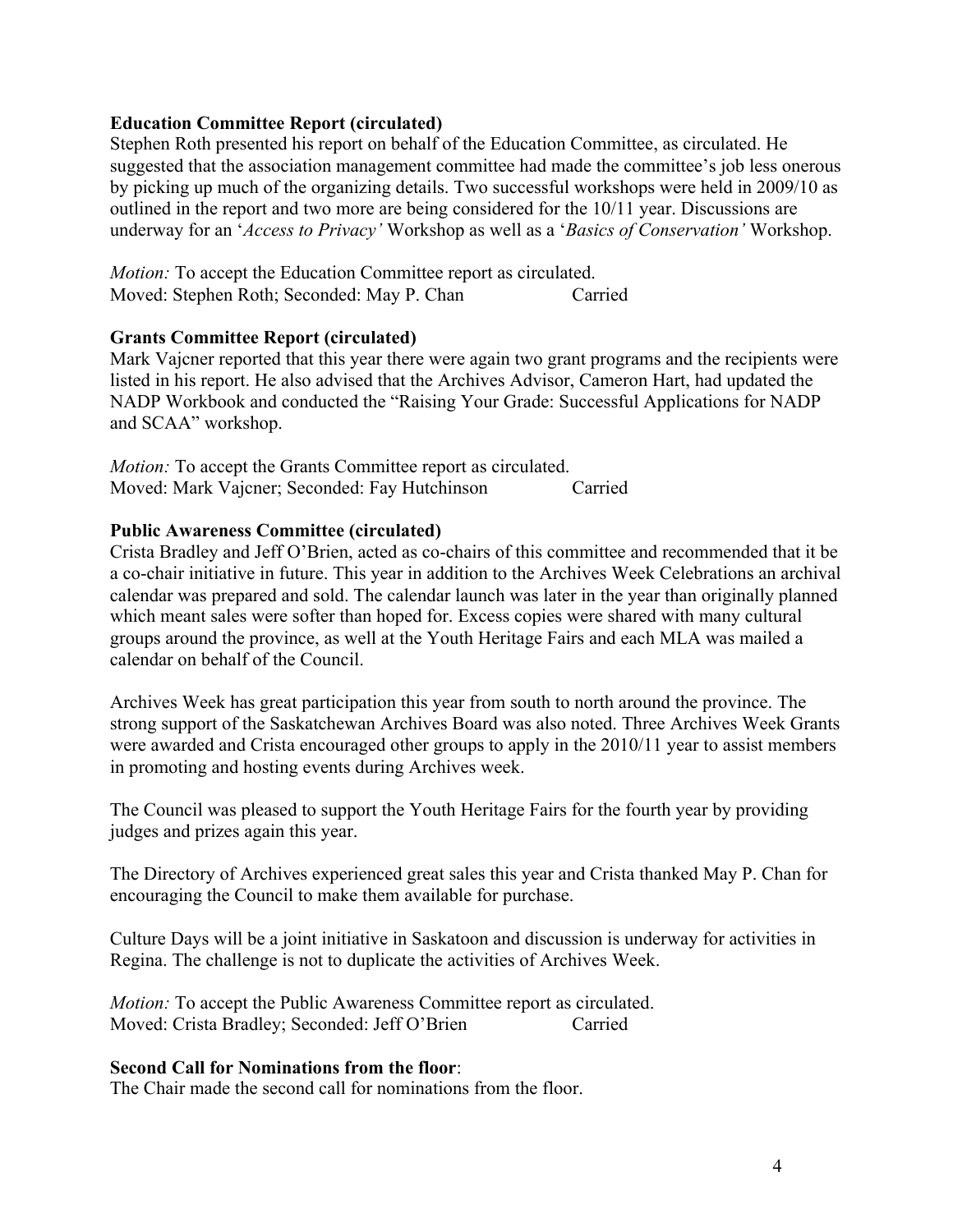**Education Committee Report (circulated)**

Stephen Roth presented his report on behalf of the Education Committee, as circulated. He suggested that the association management committee had made the committee's job less onerous by picking up much of the organizing details. Two successful workshops were held in 2009/10 as outlined in the report and two more are being considered for the 10/11 year. Discussions are underway for an '*Access to Privacy'* Workshop as well as a '*Basics of Conservation'* Workshop.

*Motion:* To accept the Education Committee report as circulated.
Moved: Stephen Roth; Seconded: May P. Chan    Carried

**Grants Committee Report (circulated)**

Mark Vajcner reported that this year there were again two grant programs and the recipients were listed in his report. He also advised that the Archives Advisor, Cameron Hart, had updated the NADP Workbook and conducted the "Raising Your Grade: Successful Applications for NADP and SCAA" workshop.

*Motion:* To accept the Grants Committee report as circulated.
Moved: Mark Vajcner; Seconded: Fay Hutchinson    Carried

**Public Awareness Committee (circulated)**

Crista Bradley and Jeff O'Brien, acted as co-chairs of this committee and recommended that it be a co-chair initiative in future. This year in addition to the Archives Week Celebrations an archival calendar was prepared and sold. The calendar launch was later in the year than originally planned which meant sales were softer than hoped for. Excess copies were shared with many cultural groups around the province, as well at the Youth Heritage Fairs and each MLA was mailed a calendar on behalf of the Council.

Archives Week has great participation this year from south to north around the province. The strong support of the Saskatchewan Archives Board was also noted. Three Archives Week Grants were awarded and Crista encouraged other groups to apply in the 2010/11 year to assist members in promoting and hosting events during Archives week.

The Council was pleased to support the Youth Heritage Fairs for the fourth year by providing judges and prizes again this year.

The Directory of Archives experienced great sales this year and Crista thanked May P. Chan for encouraging the Council to make them available for purchase.

Culture Days will be a joint initiative in Saskatoon and discussion is underway for activities in Regina. The challenge is not to duplicate the activities of Archives Week.

*Motion:* To accept the Public Awareness Committee report as circulated.
Moved: Crista Bradley; Seconded: Jeff O'Brien    Carried

**Second Call for Nominations from the floor**:

The Chair made the second call for nominations from the floor.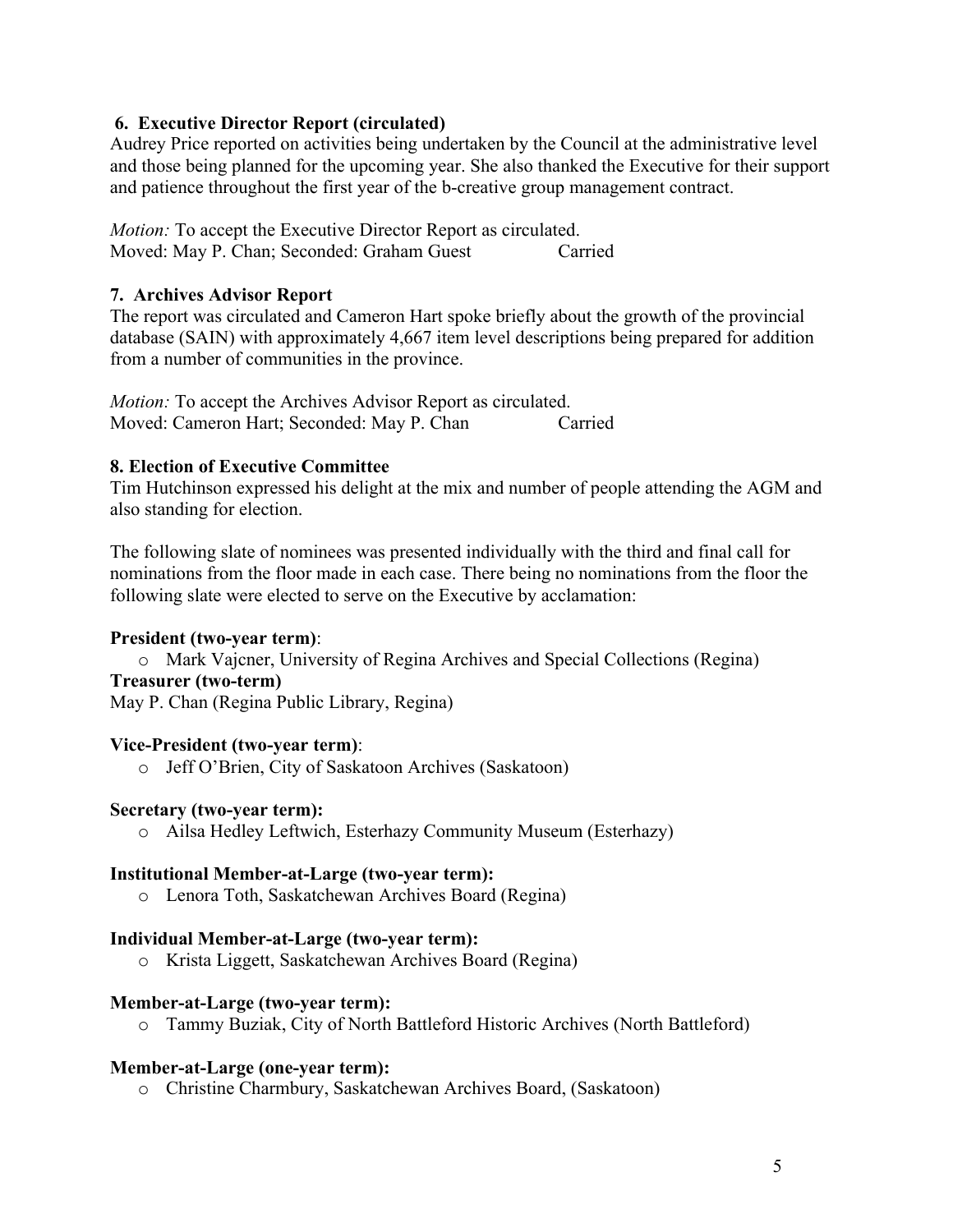**6. Executive Director Report (circulated)**

Audrey Price reported on activities being undertaken by the Council at the administrative level and those being planned for the upcoming year. She also thanked the Executive for their support and patience throughout the first year of the b-creative group management contract.

*Motion:* To accept the Executive Director Report as circulated.
Moved: May P. Chan; Seconded: Graham Guest Carried

**7. Archives Advisor Report**

The report was circulated and Cameron Hart spoke briefly about the growth of the provincial database (SAIN) with approximately 4,667 item level descriptions being prepared for addition from a number of communities in the province.

*Motion:* To accept the Archives Advisor Report as circulated.
Moved: Cameron Hart; Seconded: May P. Chan Carried

**8. Election of Executive Committee**

Tim Hutchinson expressed his delight at the mix and number of people attending the AGM and also standing for election.

The following slate of nominees was presented individually with the third and final call for nominations from the floor made in each case. There being no nominations from the floor the following slate were elected to serve on the Executive by acclamation:

**President (two-year term)**:

- Mark Vajcner, University of Regina Archives and Special Collections (Regina)

**Treasurer (two-term)**

May P. Chan (Regina Public Library, Regina)

**Vice-President (two-year term)**:

- Jeff O'Brien, City of Saskatoon Archives (Saskatoon)

**Secretary (two-year term):**

- Ailsa Hedley Leftwich, Esterhazy Community Museum (Esterhazy)

**Institutional Member-at-Large (two-year term):**

- Lenora Toth, Saskatchewan Archives Board (Regina)

**Individual Member-at-Large (two-year term):**

- Krista Liggett, Saskatchewan Archives Board (Regina)

**Member-at-Large (two-year term):**

- Tammy Buziak, City of North Battleford Historic Archives (North Battleford)

**Member-at-Large (one-year term):**

- Christine Charmbury, Saskatchewan Archives Board, (Saskatoon)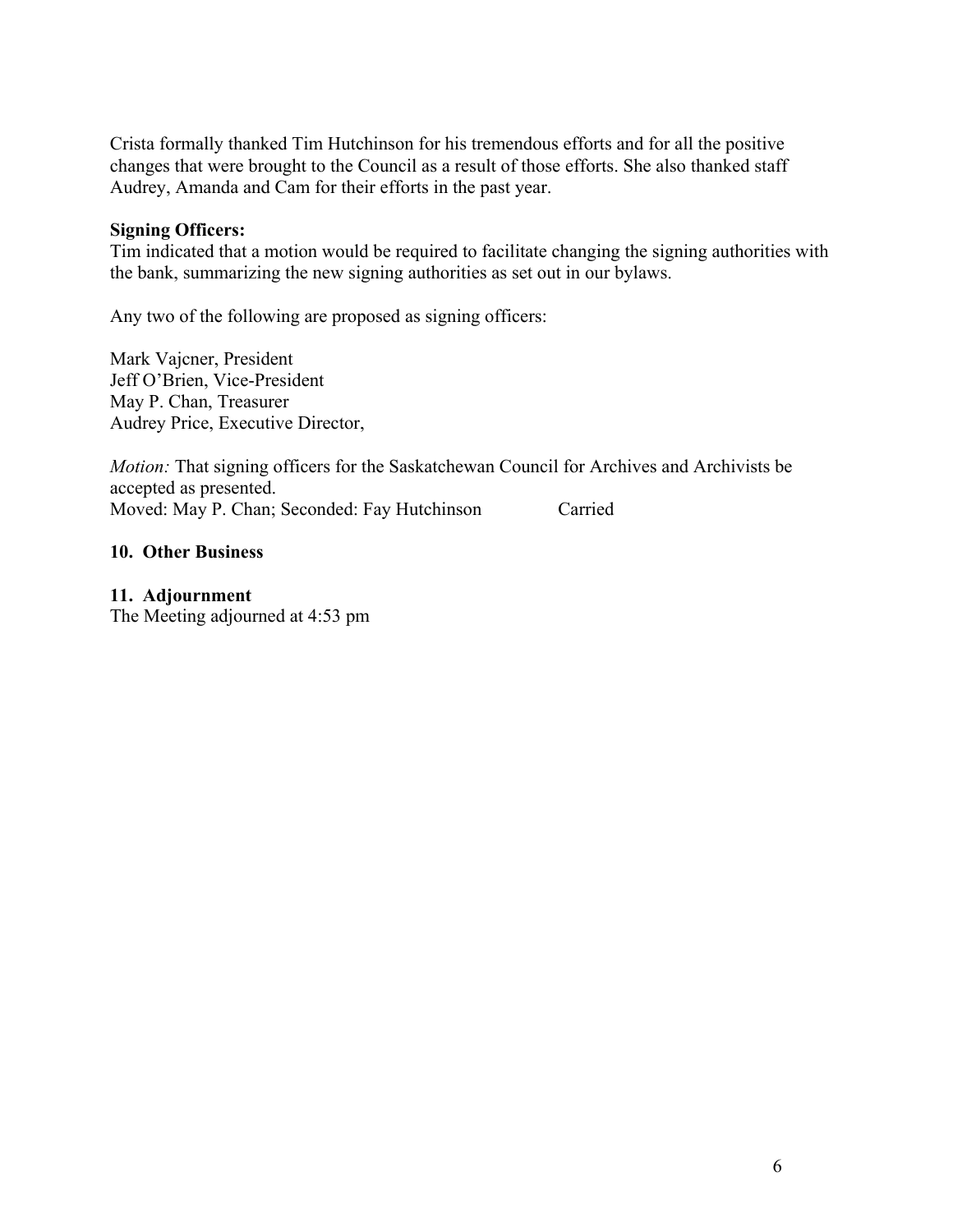Crista formally thanked Tim Hutchinson for his tremendous efforts and for all the positive changes that were brought to the Council as a result of those efforts. She also thanked staff Audrey, Amanda and Cam for their efforts in the past year.

**Signing Officers:**
Tim indicated that a motion would be required to facilitate changing the signing authorities with the bank, summarizing the new signing authorities as set out in our bylaws.

Any two of the following are proposed as signing officers:

Mark Vajcner, President
Jeff O'Brien, Vice-President
May P. Chan, Treasurer
Audrey Price, Executive Director,

*Motion:* That signing officers for the Saskatchewan Council for Archives and Archivists be accepted as presented.
Moved: May P. Chan; Seconded: Fay Hutchinson Carried

## 10. Other Business

## 11. Adjournment

The Meeting adjourned at 4:53 pm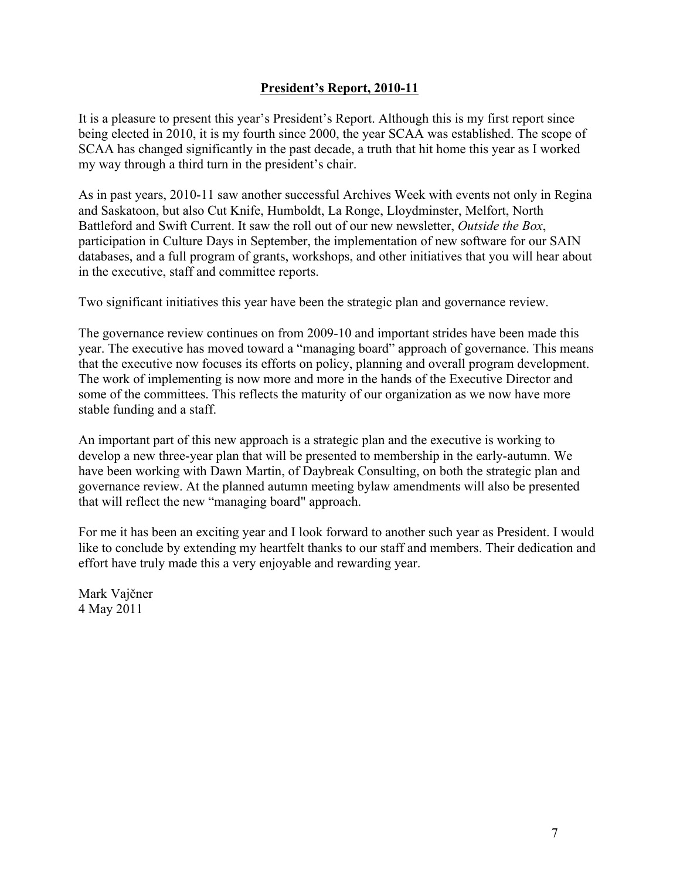# **President's Report, 2010-11**

It is a pleasure to present this year's President's Report. Although this is my first report since being elected in 2010, it is my fourth since 2000, the year SCAA was established. The scope of SCAA has changed significantly in the past decade, a truth that hit home this year as I worked my way through a third turn in the president's chair.

As in past years, 2010-11 saw another successful Archives Week with events not only in Regina and Saskatoon, but also Cut Knife, Humboldt, La Ronge, Lloydminster, Melfort, North Battleford and Swift Current. It saw the roll out of our new newsletter, *Outside the Box*, participation in Culture Days in September, the implementation of new software for our SAIN databases, and a full program of grants, workshops, and other initiatives that you will hear about in the executive, staff and committee reports.

Two significant initiatives this year have been the strategic plan and governance review.

The governance review continues on from 2009-10 and important strides have been made this year. The executive has moved toward a "managing board" approach of governance. This means that the executive now focuses its efforts on policy, planning and overall program development. The work of implementing is now more and more in the hands of the Executive Director and some of the committees. This reflects the maturity of our organization as we now have more stable funding and a staff.

An important part of this new approach is a strategic plan and the executive is working to develop a new three-year plan that will be presented to membership in the early-autumn. We have been working with Dawn Martin, of Daybreak Consulting, on both the strategic plan and governance review. At the planned autumn meeting bylaw amendments will also be presented that will reflect the new "managing board" approach.

For me it has been an exciting year and I look forward to another such year as President. I would like to conclude by extending my heartfelt thanks to our staff and members. Their dedication and effort have truly made this a very enjoyable and rewarding year.

Mark Vajčner
4 May 2011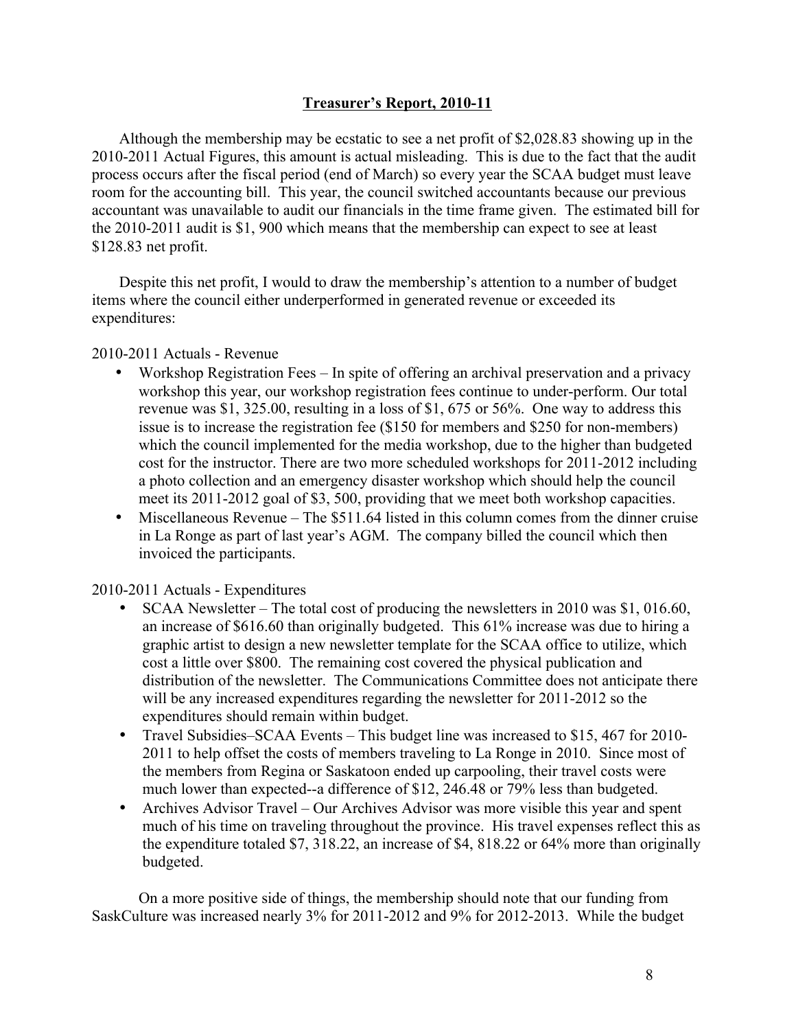## **Treasurer's Report, 2010-11**

Although the membership may be ecstatic to see a net profit of $2,028.83 showing up in the 2010-2011 Actual Figures, this amount is actual misleading. This is due to the fact that the audit process occurs after the fiscal period (end of March) so every year the SCAA budget must leave room for the accounting bill. This year, the council switched accountants because our previous accountant was unavailable to audit our financials in the time frame given. The estimated bill for the 2010-2011 audit is $1, 900 which means that the membership can expect to see at least $128.83 net profit.

Despite this net profit, I would to draw the membership's attention to a number of budget items where the council either underperformed in generated revenue or exceeded its expenditures:

2010-2011 Actuals - Revenue

- Workshop Registration Fees – In spite of offering an archival preservation and a privacy workshop this year, our workshop registration fees continue to under-perform. Our total revenue was $1, 325.00, resulting in a loss of $1, 675 or 56%. One way to address this issue is to increase the registration fee ($150 for members and $250 for non-members) which the council implemented for the media workshop, due to the higher than budgeted cost for the instructor. There are two more scheduled workshops for 2011-2012 including a photo collection and an emergency disaster workshop which should help the council meet its 2011-2012 goal of $3, 500, providing that we meet both workshop capacities.
- Miscellaneous Revenue – The $511.64 listed in this column comes from the dinner cruise in La Ronge as part of last year's AGM. The company billed the council which then invoiced the participants.

2010-2011 Actuals - Expenditures

- SCAA Newsletter – The total cost of producing the newsletters in 2010 was $1, 016.60, an increase of $616.60 than originally budgeted. This 61% increase was due to hiring a graphic artist to design a new newsletter template for the SCAA office to utilize, which cost a little over $800. The remaining cost covered the physical publication and distribution of the newsletter. The Communications Committee does not anticipate there will be any increased expenditures regarding the newsletter for 2011-2012 so the expenditures should remain within budget.
- Travel Subsidies–SCAA Events – This budget line was increased to $15, 467 for 2010-2011 to help offset the costs of members traveling to La Ronge in 2010. Since most of the members from Regina or Saskatoon ended up carpooling, their travel costs were much lower than expected--a difference of $12, 246.48 or 79% less than budgeted.
- Archives Advisor Travel – Our Archives Advisor was more visible this year and spent much of his time on traveling throughout the province. His travel expenses reflect this as the expenditure totaled $7, 318.22, an increase of $4, 818.22 or 64% more than originally budgeted.

On a more positive side of things, the membership should note that our funding from SaskCulture was increased nearly 3% for 2011-2012 and 9% for 2012-2013. While the budget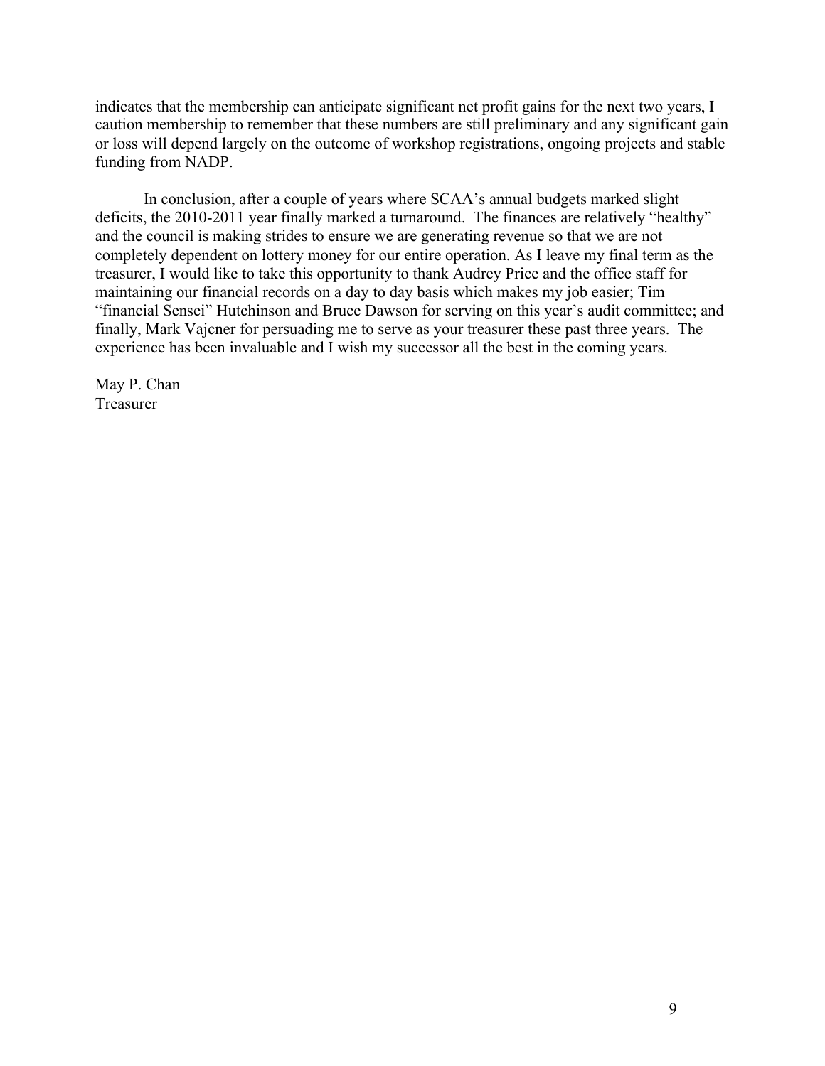indicates that the membership can anticipate significant net profit gains for the next two years, I caution membership to remember that these numbers are still preliminary and any significant gain or loss will depend largely on the outcome of workshop registrations, ongoing projects and stable funding from NADP.

In conclusion, after a couple of years where SCAA's annual budgets marked slight deficits, the 2010-2011 year finally marked a turnaround. The finances are relatively "healthy" and the council is making strides to ensure we are generating revenue so that we are not completely dependent on lottery money for our entire operation. As I leave my final term as the treasurer, I would like to take this opportunity to thank Audrey Price and the office staff for maintaining our financial records on a day to day basis which makes my job easier; Tim "financial Sensei" Hutchinson and Bruce Dawson for serving on this year's audit committee; and finally, Mark Vajcner for persuading me to serve as your treasurer these past three years. The experience has been invaluable and I wish my successor all the best in the coming years.

May P. Chan
Treasurer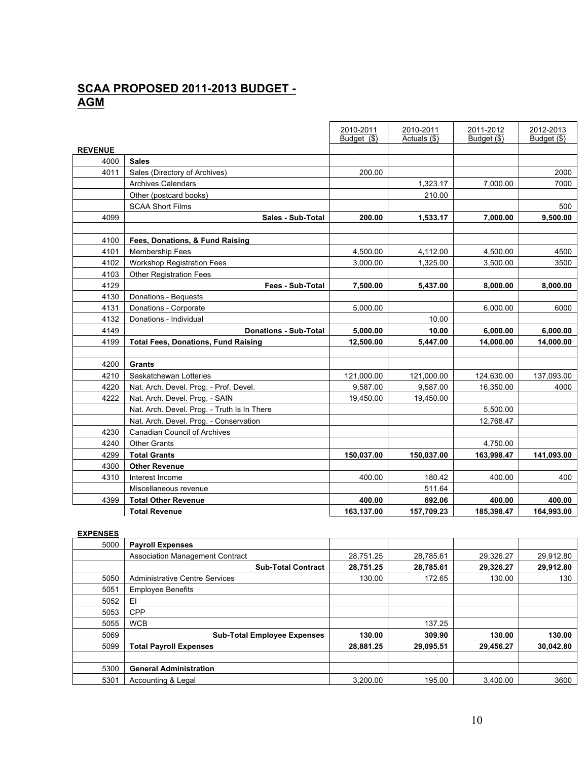## SCAA PROPOSED 2011-2013 BUDGET - AGM

| | | 2010-2011 Budget ($) | 2010-2011 Actuals ($) | 2011-2012 Budget ($) | 2012-2013 Budget ($) |
|---|---|---|---|---|---|
| **REVENUE** | | - | - | - | |
| 4000 | **Sales** | | | | |
| 4011 | Sales (Directory of Archives) | 200.00 | | | 2000 |
| | Archives Calendars | | 1,323.17 | 7,000.00 | 7000 |
| | Other (postcard books) | | 210.00 | | |
| | SCAA Short Films | | | | 500 |
| 4099 | **Sales - Sub-Total** | **200.00** | **1,533.17** | **7,000.00** | **9,500.00** |
| | | | | | |
| 4100 | **Fees, Donations, & Fund Raising** | | | | |
| 4101 | Membership Fees | 4,500.00 | 4,112.00 | 4,500.00 | 4500 |
| 4102 | Workshop Registration Fees | 3,000.00 | 1,325.00 | 3,500.00 | 3500 |
| 4103 | Other Registration Fees | | | | |
| 4129 | **Fees - Sub-Total** | **7,500.00** | **5,437.00** | **8,000.00** | **8,000.00** |
| 4130 | Donations - Bequests | | | | |
| 4131 | Donations - Corporate | 5,000.00 | | 6,000.00 | 6000 |
| 4132 | Donations - Individual | | 10.00 | | |
| 4149 | **Donations - Sub-Total** | **5,000.00** | **10.00** | **6,000.00** | **6,000.00** |
| 4199 | **Total Fees, Donations, Fund Raising** | **12,500.00** | **5,447.00** | **14,000.00** | **14,000.00** |
| | | | | | |
| 4200 | **Grants** | | | | |
| 4210 | Saskatchewan Lotteries | 121,000.00 | 121,000.00 | 124,630.00 | 137,093.00 |
| 4220 | Nat. Arch. Devel. Prog. - Prof. Devel. | 9,587.00 | 9,587.00 | 16,350.00 | 4000 |
| 4222 | Nat. Arch. Devel. Prog. - SAIN | 19,450.00 | 19,450.00 | | |
| | Nat. Arch. Devel. Prog. - Truth Is In There | | | 5,500.00 | |
| | Nat. Arch. Devel. Prog. - Conservation | | | 12,768.47 | |
| 4230 | Canadian Council of Archives | | | | |
| 4240 | Other Grants | | | 4,750.00 | |
| 4299 | **Total Grants** | **150,037.00** | **150,037.00** | **163,998.47** | **141,093.00** |
| 4300 | **Other Revenue** | | | | |
| 4310 | Interest Income | 400.00 | 180.42 | 400.00 | 400 |
| | Miscellaneous revenue | | 511.64 | | |
| 4399 | **Total Other Revenue** | **400.00** | **692.06** | **400.00** | **400.00** |
| | **Total Revenue** | **163,137.00** | **157,709.23** | **185,398.47** | **164,993.00** |
| | | | | | |
| **EXPENSES** | | | | | |
| 5000 | **Payroll Expenses** | | | | |
| | Association Management Contract | 28,751.25 | 28,785.61 | 29,326.27 | 29,912.80 |
| | **Sub-Total Contract** | **28,751.25** | **28,785.61** | **29,326.27** | **29,912.80** |
| 5050 | Administrative Centre Services | 130.00 | 172.65 | 130.00 | 130 |
| 5051 | Employee Benefits | | | | |
| 5052 | EI | | | | |
| 5053 | CPP | | | | |
| 5055 | WCB | | 137.25 | | |
| 5069 | **Sub-Total Employee Expenses** | **130.00** | **309.90** | **130.00** | **130.00** |
| 5099 | **Total Payroll Expenses** | **28,881.25** | **29,095.51** | **29,456.27** | **30,042.80** |
| | | | | | |
| 5300 | **General Administration** | | | | |
| 5301 | Accounting & Legal | 3,200.00 | 195.00 | 3,400.00 | 3600 |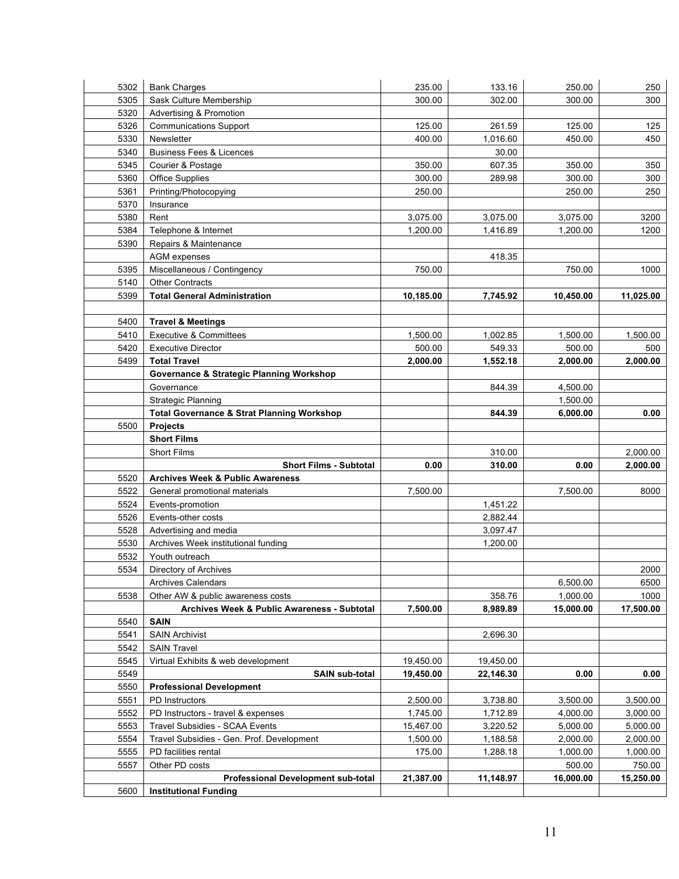| | | | | | |
|---|---|---|---|---|---|
| 5302 | Bank Charges | 235.00 | 133.16 | 250.00 | 250 |
| 5305 | Sask Culture Membership | 300.00 | 302.00 | 300.00 | 300 |
| 5320 | Advertising & Promotion | | | | |
| 5326 | Communications Support | 125.00 | 261.59 | 125.00 | 125 |
| 5330 | Newsletter | 400.00 | 1,016.60 | 450.00 | 450 |
| 5340 | Business Fees & Licences | | 30.00 | | |
| 5345 | Courier & Postage | 350.00 | 607.35 | 350.00 | 350 |
| 5360 | Office Supplies | 300.00 | 289.98 | 300.00 | 300 |
| 5361 | Printing/Photocopying | 250.00 | | 250.00 | 250 |
| 5370 | Insurance | | | | |
| 5380 | Rent | 3,075.00 | 3,075.00 | 3,075.00 | 3200 |
| 5384 | Telephone & Internet | 1,200.00 | 1,416.89 | 1,200.00 | 1200 |
| 5390 | Repairs & Maintenance | | | | |
| | AGM expenses | | 418.35 | | |
| 5395 | Miscellaneous / Contingency | 750.00 | | 750.00 | 1000 |
| 5140 | Other Contracts | | | | |
| 5399 | **Total General Administration** | **10,185.00** | **7,745.92** | **10,450.00** | **11,025.00** |
| | | | | | |
| 5400 | **Travel & Meetings** | | | | |
| 5410 | Executive & Committees | 1,500.00 | 1,002.85 | 1,500.00 | 1,500.00 |
| 5420 | Executive Director | 500.00 | 549.33 | 500.00 | 500 |
| 5499 | **Total Travel** | **2,000.00** | **1,552.18** | **2,000.00** | **2,000.00** |
| | **Governance & Strategic Planning Workshop** | | | | |
| | Governance | | 844.39 | 4,500.00 | |
| | Strategic Planning | | | 1,500.00 | |
| | **Total Governance & Strat Planning Workshop** | | **844.39** | **6,000.00** | **0.00** |
| 5500 | **Projects** | | | | |
| | **Short Films** | | | | |
| | Short Films | | 310.00 | | 2,000.00 |
| | **Short Films - Subtotal** | **0.00** | **310.00** | **0.00** | **2,000.00** |
| 5520 | **Archives Week & Public Awareness** | | | | |
| 5522 | General promotional materials | 7,500.00 | | 7,500.00 | 8000 |
| 5524 | Events-promotion | | 1,451.22 | | |
| 5526 | Events-other costs | | 2,882.44 | | |
| 5528 | Advertising and media | | 3,097.47 | | |
| 5530 | Archives Week institutional funding | | 1,200.00 | | |
| 5532 | Youth outreach | | | | |
| 5534 | Directory of Archives | | | | 2000 |
| | Archives Calendars | | | 6,500.00 | 6500 |
| 5538 | Other AW & public awareness costs | | 358.76 | 1,000.00 | 1000 |
| | **Archives Week & Public Awareness - Subtotal** | **7,500.00** | **8,989.89** | **15,000.00** | **17,500.00** |
| 5540 | **SAIN** | | | | |
| 5541 | SAIN Archivist | | 2,696.30 | | |
| 5542 | SAIN Travel | | | | |
| 5545 | Virtual Exhibits & web development | 19,450.00 | 19,450.00 | | |
| 5549 | **SAIN sub-total** | **19,450.00** | **22,146.30** | **0.00** | **0.00** |
| 5550 | **Professional Development** | | | | |
| 5551 | PD Instructors | 2,500.00 | 3,738.80 | 3,500.00 | 3,500.00 |
| 5552 | PD Instructors - travel & expenses | 1,745.00 | 1,712.89 | 4,000.00 | 3,000.00 |
| 5553 | Travel Subsidies - SCAA Events | 15,467.00 | 3,220.52 | 5,000.00 | 5,000.00 |
| 5554 | Travel Subsidies - Gen. Prof. Development | 1,500.00 | 1,188.58 | 2,000.00 | 2,000.00 |
| 5555 | PD facilities rental | 175.00 | 1,288.18 | 1,000.00 | 1,000.00 |
| 5557 | Other PD costs | | | 500.00 | 750.00 |
| | **Professional Development sub-total** | **21,387.00** | **11,148.97** | **16,000.00** | **15,250.00** |
| 5600 | **Institutional Funding** | | | | |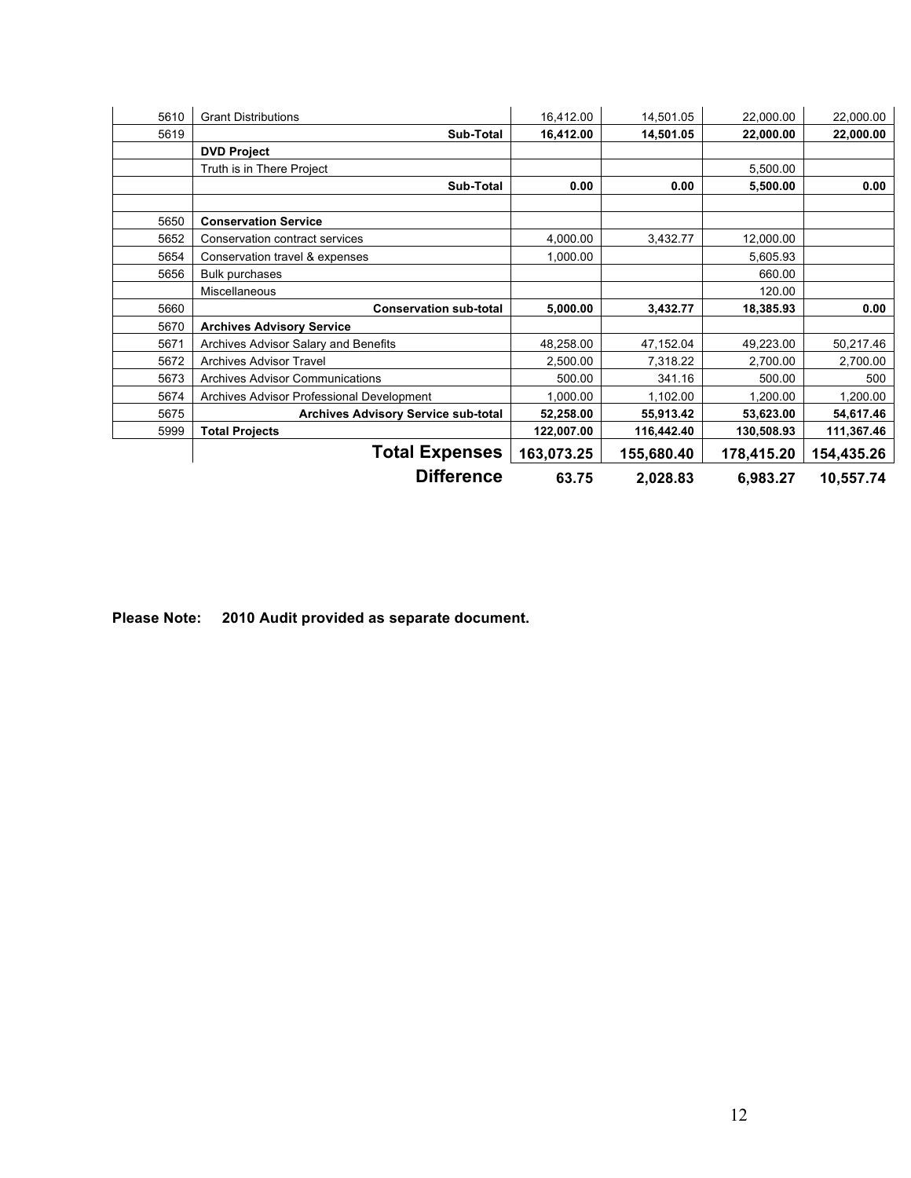| | | | | | |
|---|---|---|---|---|---|
| 5610 | Grant Distributions | 16,412.00 | 14,501.05 | 22,000.00 | 22,000.00 |
| 5619 | **Sub-Total** | **16,412.00** | **14,501.05** | **22,000.00** | **22,000.00** |
| | **DVD Project** | | | | |
| | Truth is in There Project | | | 5,500.00 | |
| | **Sub-Total** | **0.00** | **0.00** | **5,500.00** | **0.00** |
| | | | | | |
| 5650 | **Conservation Service** | | | | |
| 5652 | Conservation contract services | 4,000.00 | 3,432.77 | 12,000.00 | |
| 5654 | Conservation travel & expenses | 1,000.00 | | 5,605.93 | |
| 5656 | Bulk purchases | | | 660.00 | |
| | Miscellaneous | | | 120.00 | |
| 5660 | **Conservation sub-total** | **5,000.00** | **3,432.77** | **18,385.93** | **0.00** |
| 5670 | **Archives Advisory Service** | | | | |
| 5671 | Archives Advisor Salary and Benefits | 48,258.00 | 47,152.04 | 49,223.00 | 50,217.46 |
| 5672 | Archives Advisor Travel | 2,500.00 | 7,318.22 | 2,700.00 | 2,700.00 |
| 5673 | Archives Advisor Communications | 500.00 | 341.16 | 500.00 | 500 |
| 5674 | Archives Advisor Professional Development | 1,000.00 | 1,102.00 | 1,200.00 | 1,200.00 |
| 5675 | **Archives Advisory Service sub-total** | **52,258.00** | **55,913.42** | **53,623.00** | **54,617.46** |
| 5999 | **Total Projects** | **122,007.00** | **116,442.40** | **130,508.93** | **111,367.46** |
| | **Total Expenses** | **163,073.25** | **155,680.40** | **178,415.20** | **154,435.26** |
| | **Difference** | **63.75** | **2,028.83** | **6,983.27** | **10,557.74** |

**Please Note: 2010 Audit provided as separate document.**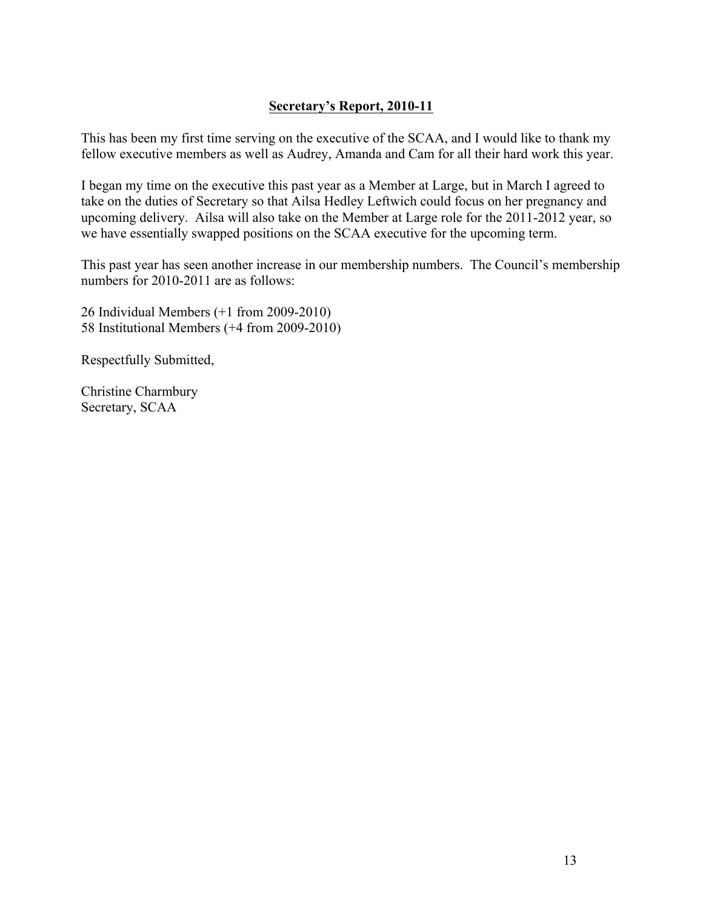## Secretary's Report, 2010-11

This has been my first time serving on the executive of the SCAA, and I would like to thank my fellow executive members as well as Audrey, Amanda and Cam for all their hard work this year.

I began my time on the executive this past year as a Member at Large, but in March I agreed to take on the duties of Secretary so that Ailsa Hedley Leftwich could focus on her pregnancy and upcoming delivery. Ailsa will also take on the Member at Large role for the 2011-2012 year, so we have essentially swapped positions on the SCAA executive for the upcoming term.

This past year has seen another increase in our membership numbers. The Council's membership numbers for 2010-2011 are as follows:

26 Individual Members (+1 from 2009-2010)
58 Institutional Members (+4 from 2009-2010)

Respectfully Submitted,

Christine Charmbury
Secretary, SCAA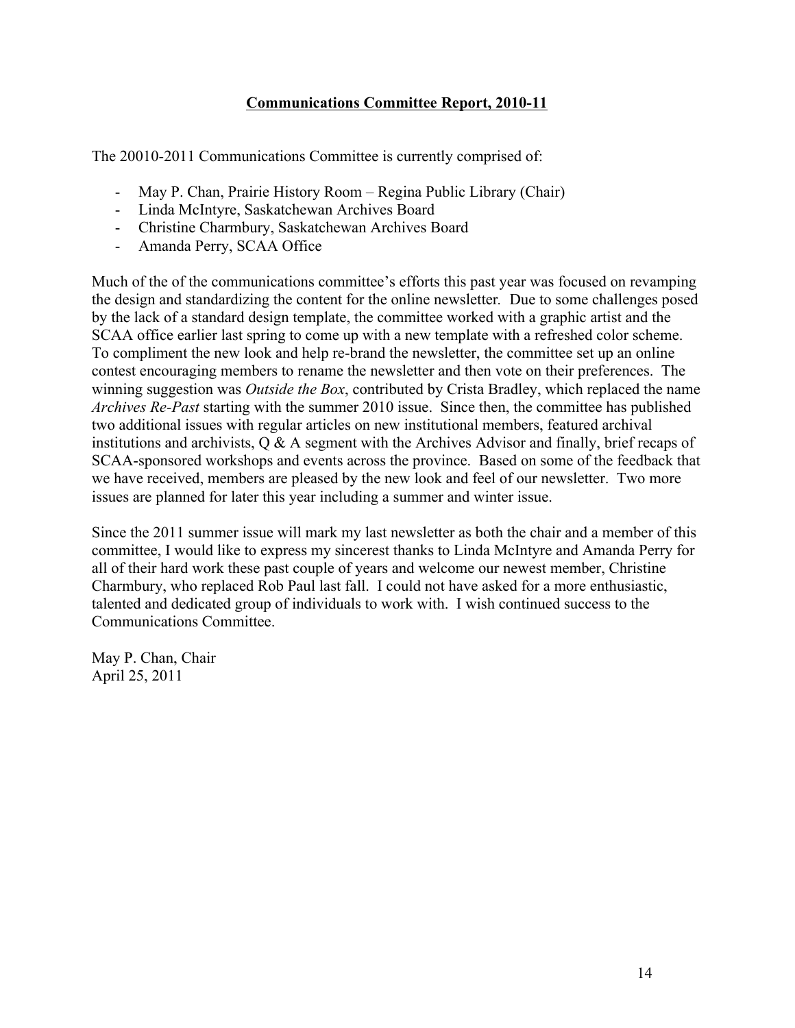## **Communications Committee Report, 2010-11**

The 20010-2011 Communications Committee is currently comprised of:

- May P. Chan, Prairie History Room – Regina Public Library (Chair)
- Linda McIntyre, Saskatchewan Archives Board
- Christine Charmbury, Saskatchewan Archives Board
- Amanda Perry, SCAA Office

Much of the of the communications committee's efforts this past year was focused on revamping the design and standardizing the content for the online newsletter. Due to some challenges posed by the lack of a standard design template, the committee worked with a graphic artist and the SCAA office earlier last spring to come up with a new template with a refreshed color scheme. To compliment the new look and help re-brand the newsletter, the committee set up an online contest encouraging members to rename the newsletter and then vote on their preferences. The winning suggestion was *Outside the Box*, contributed by Crista Bradley, which replaced the name *Archives Re-Past* starting with the summer 2010 issue. Since then, the committee has published two additional issues with regular articles on new institutional members, featured archival institutions and archivists, Q & A segment with the Archives Advisor and finally, brief recaps of SCAA-sponsored workshops and events across the province. Based on some of the feedback that we have received, members are pleased by the new look and feel of our newsletter. Two more issues are planned for later this year including a summer and winter issue.

Since the 2011 summer issue will mark my last newsletter as both the chair and a member of this committee, I would like to express my sincerest thanks to Linda McIntyre and Amanda Perry for all of their hard work these past couple of years and welcome our newest member, Christine Charmbury, who replaced Rob Paul last fall. I could not have asked for a more enthusiastic, talented and dedicated group of individuals to work with. I wish continued success to the Communications Committee.

May P. Chan, Chair
April 25, 2011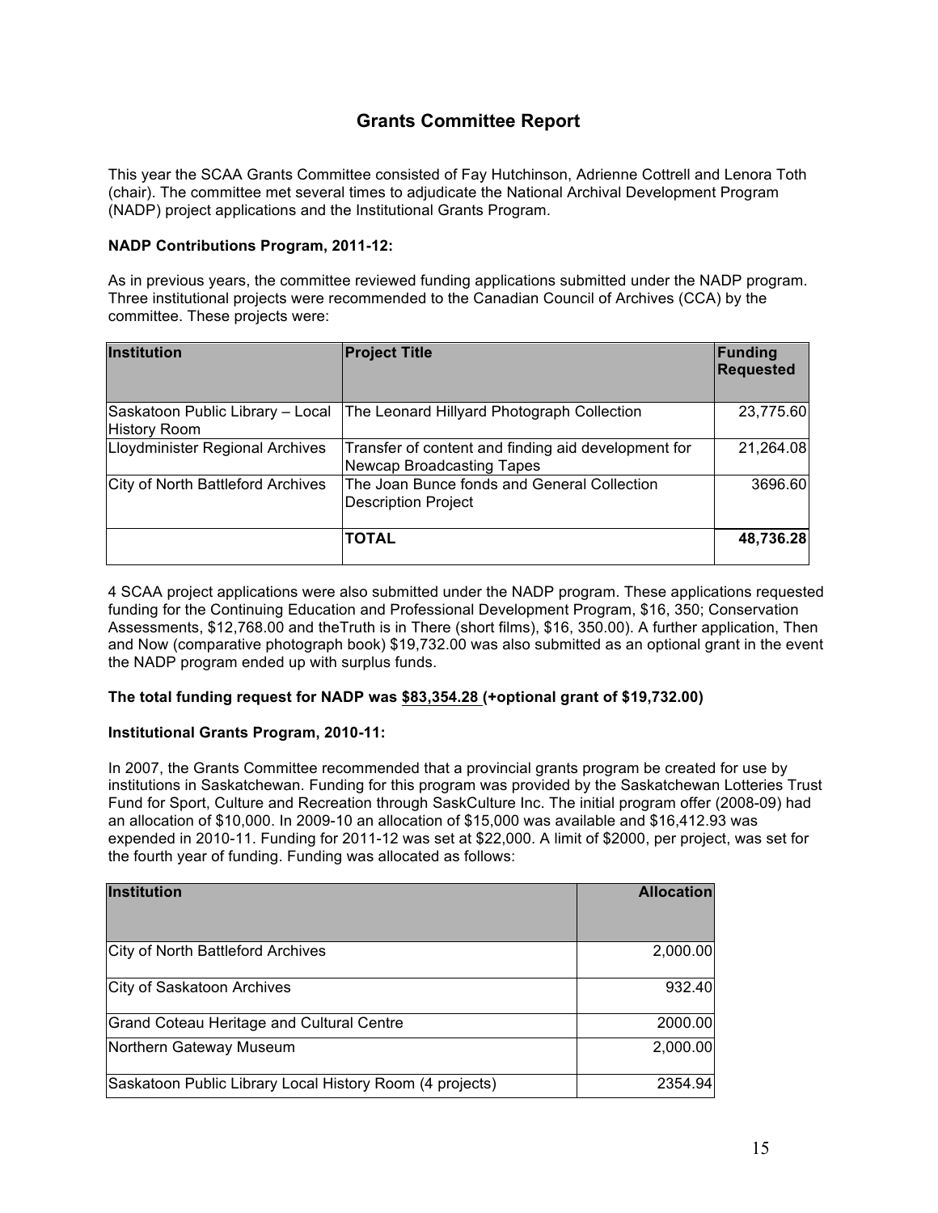## Grants Committee Report

This year the SCAA Grants Committee consisted of Fay Hutchinson, Adrienne Cottrell and Lenora Toth (chair). The committee met several times to adjudicate the National Archival Development Program (NADP) project applications and the Institutional Grants Program.

**NADP Contributions Program, 2011-12:**

As in previous years, the committee reviewed funding applications submitted under the NADP program. Three institutional projects were recommended to the Canadian Council of Archives (CCA) by the committee. These projects were:

| Institution | Project Title | Funding Requested |
|---|---|---|
| Saskatoon Public Library – Local History Room | The Leonard Hillyard Photograph Collection | 23,775.60 |
| Lloydminister Regional Archives | Transfer of content and finding aid development for Newcap Broadcasting Tapes | 21,264.08 |
| City of North Battleford Archives | The Joan Bunce fonds and General Collection Description Project | 3696.60 |
| | **TOTAL** | **48,736.28** |

4 SCAA project applications were also submitted under the NADP program. These applications requested funding for the Continuing Education and Professional Development Program, $16, 350; Conservation Assessments, $12,768.00 and theTruth is in There (short films), $16, 350.00). A further application, Then and Now (comparative photograph book) $19,732.00 was also submitted as an optional grant in the event the NADP program ended up with surplus funds.

**The total funding request for NADP was $83,354.28 (+optional grant of $19,732.00)**

**Institutional Grants Program, 2010-11:**

In 2007, the Grants Committee recommended that a provincial grants program be created for use by institutions in Saskatchewan. Funding for this program was provided by the Saskatchewan Lotteries Trust Fund for Sport, Culture and Recreation through SaskCulture Inc. The initial program offer (2008-09) had an allocation of $10,000. In 2009-10 an allocation of $15,000 was available and $16,412.93 was expended in 2010-11. Funding for 2011-12 was set at $22,000. A limit of $2000, per project, was set for the fourth year of funding. Funding was allocated as follows:

| Institution | Allocation |
|---|---|
| City of North Battleford Archives | 2,000.00 |
| City of Saskatoon Archives | 932.40 |
| Grand Coteau Heritage and Cultural Centre | 2000.00 |
| Northern Gateway Museum | 2,000.00 |
| Saskatoon Public Library Local History Room (4 projects) | 2354.94 |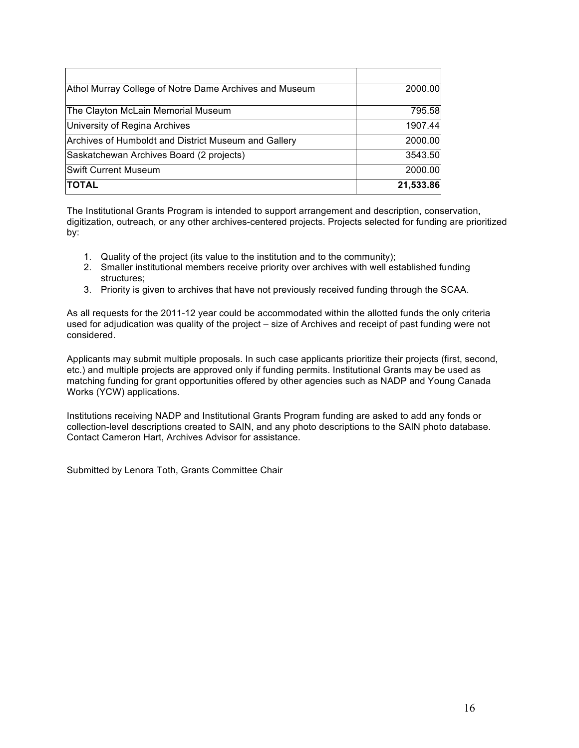| | |
|---|---|
| Athol Murray College of Notre Dame Archives and Museum | 2000.00 |
| The Clayton McLain Memorial Museum | 795.58 |
| University of Regina Archives | 1907.44 |
| Archives of Humboldt and District Museum and Gallery | 2000.00 |
| Saskatchewan Archives Board (2 projects) | 3543.50 |
| Swift Current Museum | 2000.00 |
| **TOTAL** | **21,533.86** |

The Institutional Grants Program is intended to support arrangement and description, conservation, digitization, outreach, or any other archives-centered projects. Projects selected for funding are prioritized by:

1. Quality of the project (its value to the institution and to the community);
2. Smaller institutional members receive priority over archives with well established funding structures;
3. Priority is given to archives that have not previously received funding through the SCAA.

As all requests for the 2011-12 year could be accommodated within the allotted funds the only criteria used for adjudication was quality of the project – size of Archives and receipt of past funding were not considered.

Applicants may submit multiple proposals. In such case applicants prioritize their projects (first, second, etc.) and multiple projects are approved only if funding permits. Institutional Grants may be used as matching funding for grant opportunities offered by other agencies such as NADP and Young Canada Works (YCW) applications.

Institutions receiving NADP and Institutional Grants Program funding are asked to add any fonds or collection-level descriptions created to SAIN, and any photo descriptions to the SAIN photo database. Contact Cameron Hart, Archives Advisor for assistance.

Submitted by Lenora Toth, Grants Committee Chair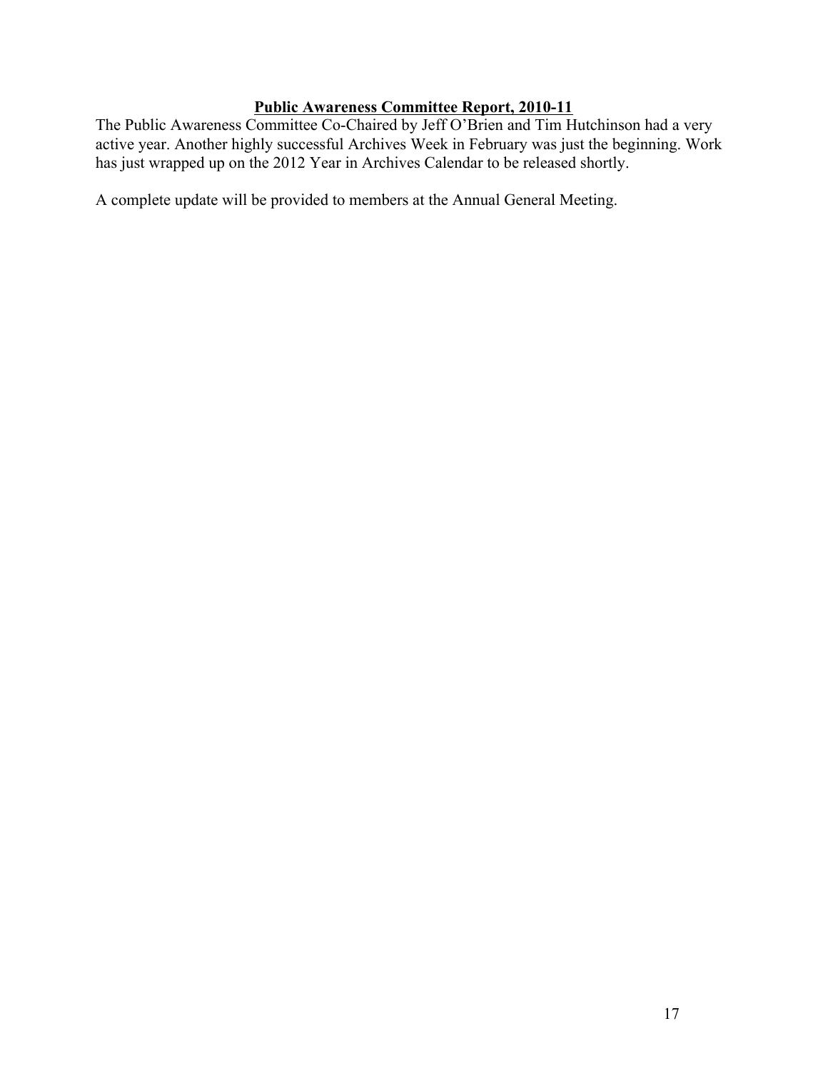## Public Awareness Committee Report, 2010-11

The Public Awareness Committee Co-Chaired by Jeff O'Brien and Tim Hutchinson had a very active year. Another highly successful Archives Week in February was just the beginning. Work has just wrapped up on the 2012 Year in Archives Calendar to be released shortly.

A complete update will be provided to members at the Annual General Meeting.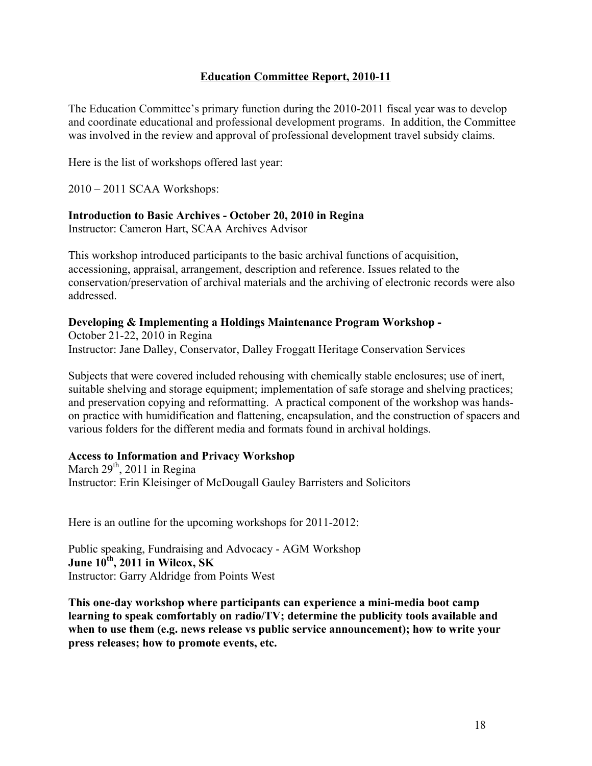## Education Committee Report, 2010-11

The Education Committee's primary function during the 2010-2011 fiscal year was to develop and coordinate educational and professional development programs. In addition, the Committee was involved in the review and approval of professional development travel subsidy claims.

Here is the list of workshops offered last year:

2010 – 2011 SCAA Workshops:

**Introduction to Basic Archives - October 20, 2010 in Regina**
Instructor: Cameron Hart, SCAA Archives Advisor

This workshop introduced participants to the basic archival functions of acquisition, accessioning, appraisal, arrangement, description and reference. Issues related to the conservation/preservation of archival materials and the archiving of electronic records were also addressed.

**Developing & Implementing a Holdings Maintenance Program Workshop -**
October 21-22, 2010 in Regina
Instructor: Jane Dalley, Conservator, Dalley Froggatt Heritage Conservation Services

Subjects that were covered included rehousing with chemically stable enclosures; use of inert, suitable shelving and storage equipment; implementation of safe storage and shelving practices; and preservation copying and reformatting. A practical component of the workshop was hands-on practice with humidification and flattening, encapsulation, and the construction of spacers and various folders for the different media and formats found in archival holdings.

**Access to Information and Privacy Workshop**
March 29th, 2011 in Regina
Instructor: Erin Kleisinger of McDougall Gauley Barristers and Solicitors

Here is an outline for the upcoming workshops for 2011-2012:

Public speaking, Fundraising and Advocacy - AGM Workshop
**June 10th, 2011 in Wilcox, SK**
Instructor: Garry Aldridge from Points West

**This one-day workshop where participants can experience a mini-media boot camp learning to speak comfortably on radio/TV; determine the publicity tools available and when to use them (e.g. news release vs public service announcement); how to write your press releases; how to promote events, etc.**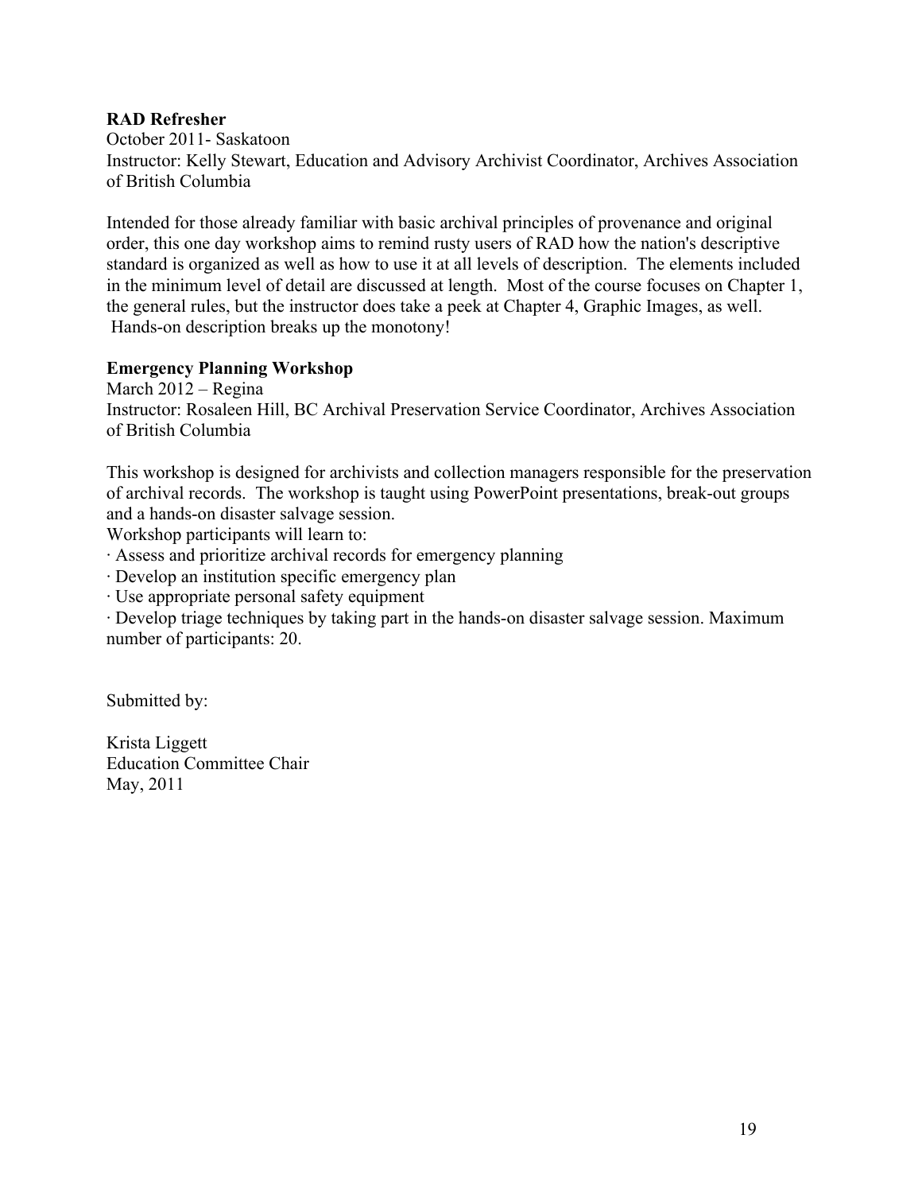**RAD Refresher**

October 2011- Saskatoon

Instructor: Kelly Stewart, Education and Advisory Archivist Coordinator, Archives Association of British Columbia

Intended for those already familiar with basic archival principles of provenance and original order, this one day workshop aims to remind rusty users of RAD how the nation's descriptive standard is organized as well as how to use it at all levels of description. The elements included in the minimum level of detail are discussed at length. Most of the course focuses on Chapter 1, the general rules, but the instructor does take a peek at Chapter 4, Graphic Images, as well. Hands-on description breaks up the monotony!

**Emergency Planning Workshop**

March 2012 – Regina

Instructor: Rosaleen Hill, BC Archival Preservation Service Coordinator, Archives Association of British Columbia

This workshop is designed for archivists and collection managers responsible for the preservation of archival records. The workshop is taught using PowerPoint presentations, break-out groups and a hands-on disaster salvage session.

Workshop participants will learn to:

· Assess and prioritize archival records for emergency planning

· Develop an institution specific emergency plan

· Use appropriate personal safety equipment

· Develop triage techniques by taking part in the hands-on disaster salvage session. Maximum number of participants: 20.

Submitted by:

Krista Liggett
Education Committee Chair
May, 2011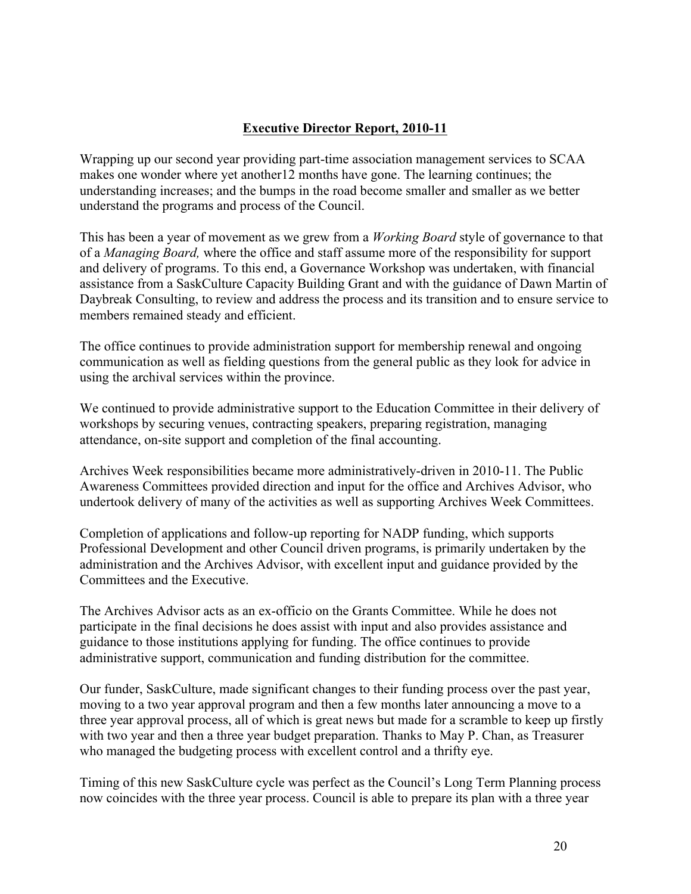## Executive Director Report, 2010-11

Wrapping up our second year providing part-time association management services to SCAA makes one wonder where yet another12 months have gone. The learning continues; the understanding increases; and the bumps in the road become smaller and smaller as we better understand the programs and process of the Council.

This has been a year of movement as we grew from a *Working Board* style of governance to that of a *Managing Board,* where the office and staff assume more of the responsibility for support and delivery of programs. To this end, a Governance Workshop was undertaken, with financial assistance from a SaskCulture Capacity Building Grant and with the guidance of Dawn Martin of Daybreak Consulting, to review and address the process and its transition and to ensure service to members remained steady and efficient.

The office continues to provide administration support for membership renewal and ongoing communication as well as fielding questions from the general public as they look for advice in using the archival services within the province.

We continued to provide administrative support to the Education Committee in their delivery of workshops by securing venues, contracting speakers, preparing registration, managing attendance, on-site support and completion of the final accounting.

Archives Week responsibilities became more administratively-driven in 2010-11. The Public Awareness Committees provided direction and input for the office and Archives Advisor, who undertook delivery of many of the activities as well as supporting Archives Week Committees.

Completion of applications and follow-up reporting for NADP funding, which supports Professional Development and other Council driven programs, is primarily undertaken by the administration and the Archives Advisor, with excellent input and guidance provided by the Committees and the Executive.

The Archives Advisor acts as an ex-officio on the Grants Committee. While he does not participate in the final decisions he does assist with input and also provides assistance and guidance to those institutions applying for funding. The office continues to provide administrative support, communication and funding distribution for the committee.

Our funder, SaskCulture, made significant changes to their funding process over the past year, moving to a two year approval program and then a few months later announcing a move to a three year approval process, all of which is great news but made for a scramble to keep up firstly with two year and then a three year budget preparation. Thanks to May P. Chan, as Treasurer who managed the budgeting process with excellent control and a thrifty eye.

Timing of this new SaskCulture cycle was perfect as the Council's Long Term Planning process now coincides with the three year process. Council is able to prepare its plan with a three year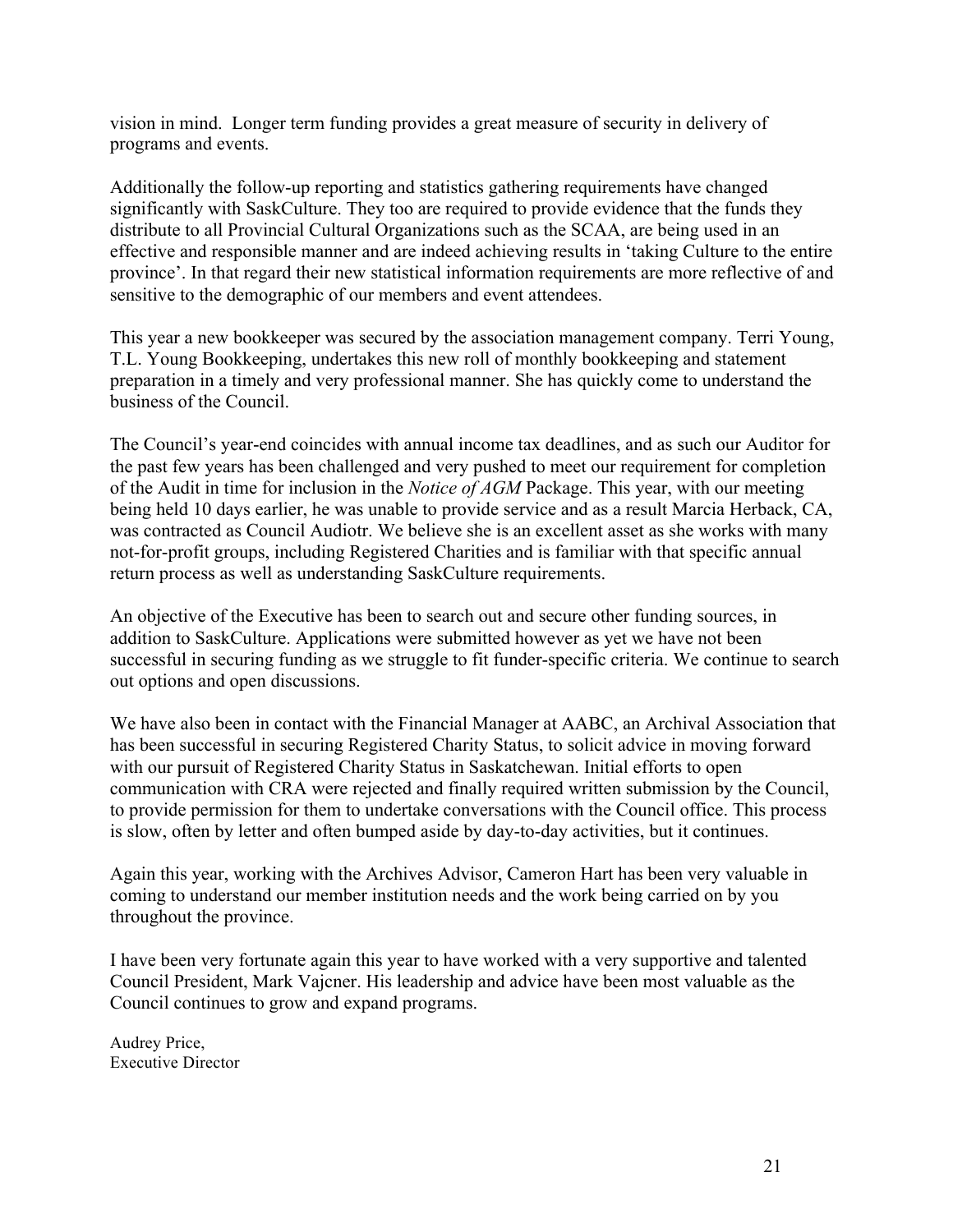vision in mind. Longer term funding provides a great measure of security in delivery of programs and events.

Additionally the follow-up reporting and statistics gathering requirements have changed significantly with SaskCulture. They too are required to provide evidence that the funds they distribute to all Provincial Cultural Organizations such as the SCAA, are being used in an effective and responsible manner and are indeed achieving results in 'taking Culture to the entire province'. In that regard their new statistical information requirements are more reflective of and sensitive to the demographic of our members and event attendees.

This year a new bookkeeper was secured by the association management company. Terri Young, T.L. Young Bookkeeping, undertakes this new roll of monthly bookkeeping and statement preparation in a timely and very professional manner. She has quickly come to understand the business of the Council.

The Council's year-end coincides with annual income tax deadlines, and as such our Auditor for the past few years has been challenged and very pushed to meet our requirement for completion of the Audit in time for inclusion in the *Notice of AGM* Package. This year, with our meeting being held 10 days earlier, he was unable to provide service and as a result Marcia Herback, CA, was contracted as Council Audiotr. We believe she is an excellent asset as she works with many not-for-profit groups, including Registered Charities and is familiar with that specific annual return process as well as understanding SaskCulture requirements.

An objective of the Executive has been to search out and secure other funding sources, in addition to SaskCulture. Applications were submitted however as yet we have not been successful in securing funding as we struggle to fit funder-specific criteria. We continue to search out options and open discussions.

We have also been in contact with the Financial Manager at AABC, an Archival Association that has been successful in securing Registered Charity Status, to solicit advice in moving forward with our pursuit of Registered Charity Status in Saskatchewan. Initial efforts to open communication with CRA were rejected and finally required written submission by the Council, to provide permission for them to undertake conversations with the Council office. This process is slow, often by letter and often bumped aside by day-to-day activities, but it continues.

Again this year, working with the Archives Advisor, Cameron Hart has been very valuable in coming to understand our member institution needs and the work being carried on by you throughout the province.

I have been very fortunate again this year to have worked with a very supportive and talented Council President, Mark Vajcner. His leadership and advice have been most valuable as the Council continues to grow and expand programs.

Audrey Price,
Executive Director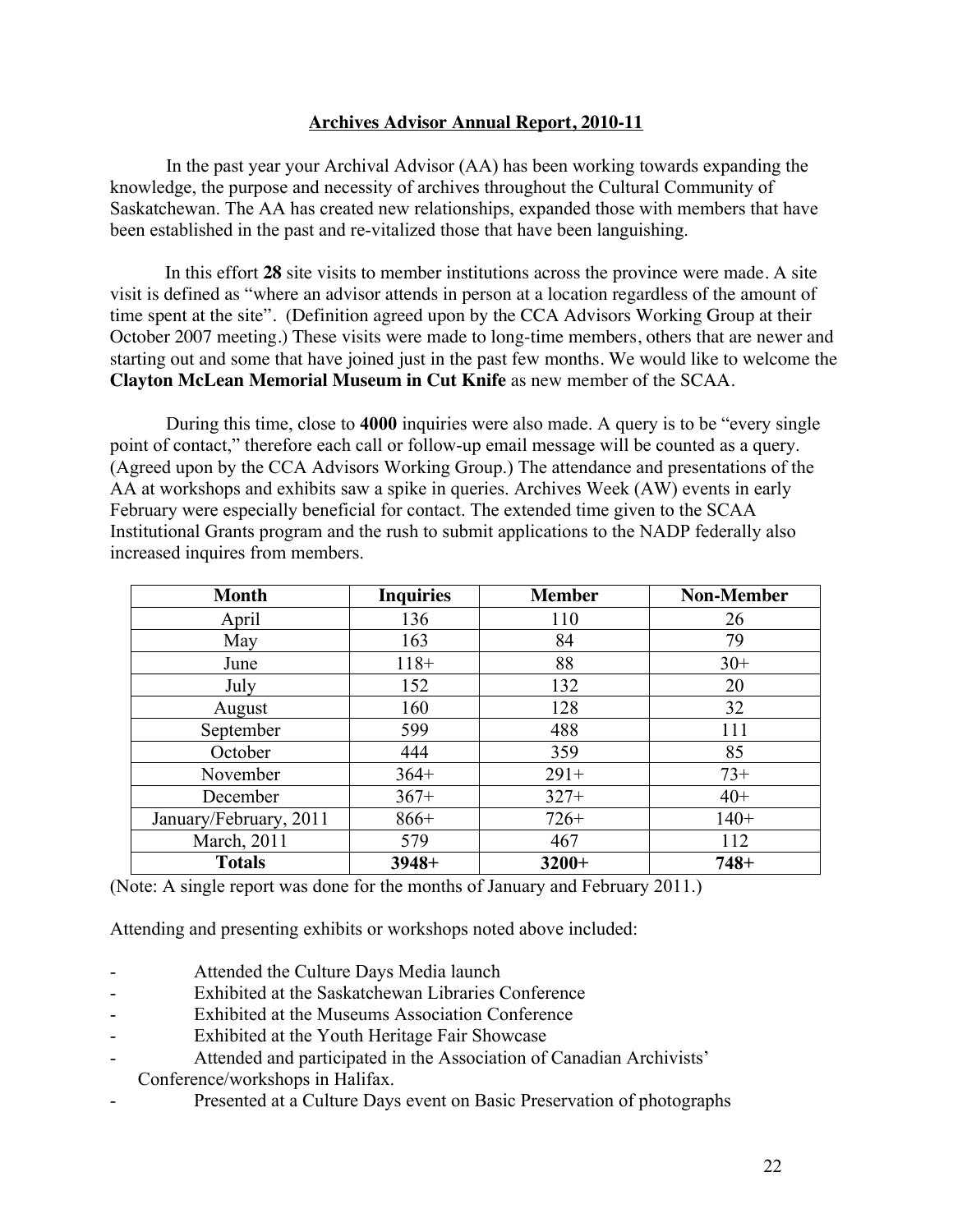## Archives Advisor Annual Report, 2010-11

In the past year your Archival Advisor (AA) has been working towards expanding the knowledge, the purpose and necessity of archives throughout the Cultural Community of Saskatchewan. The AA has created new relationships, expanded those with members that have been established in the past and re-vitalized those that have been languishing.

In this effort **28** site visits to member institutions across the province were made. A site visit is defined as "where an advisor attends in person at a location regardless of the amount of time spent at the site". (Definition agreed upon by the CCA Advisors Working Group at their October 2007 meeting.) These visits were made to long-time members, others that are newer and starting out and some that have joined just in the past few months. We would like to welcome the **Clayton McLean Memorial Museum in Cut Knife** as new member of the SCAA.

During this time, close to **4000** inquiries were also made. A query is to be "every single point of contact," therefore each call or follow-up email message will be counted as a query. (Agreed upon by the CCA Advisors Working Group.) The attendance and presentations of the AA at workshops and exhibits saw a spike in queries. Archives Week (AW) events in early February were especially beneficial for contact. The extended time given to the SCAA Institutional Grants program and the rush to submit applications to the NADP federally also increased inquires from members.

| Month | Inquiries | Member | Non-Member |
|---|---|---|---|
| April | 136 | 110 | 26 |
| May | 163 | 84 | 79 |
| June | 118+ | 88 | 30+ |
| July | 152 | 132 | 20 |
| August | 160 | 128 | 32 |
| September | 599 | 488 | 111 |
| October | 444 | 359 | 85 |
| November | 364+ | 291+ | 73+ |
| December | 367+ | 327+ | 40+ |
| January/February, 2011 | 866+ | 726+ | 140+ |
| March, 2011 | 579 | 467 | 112 |
| **Totals** | **3948+** | **3200+** | **748+** |

(Note: A single report was done for the months of January and February 2011.)

Attending and presenting exhibits or workshops noted above included:

- Attended the Culture Days Media launch
- Exhibited at the Saskatchewan Libraries Conference
- Exhibited at the Museums Association Conference
- Exhibited at the Youth Heritage Fair Showcase
- Attended and participated in the Association of Canadian Archivists' Conference/workshops in Halifax.
- Presented at a Culture Days event on Basic Preservation of photographs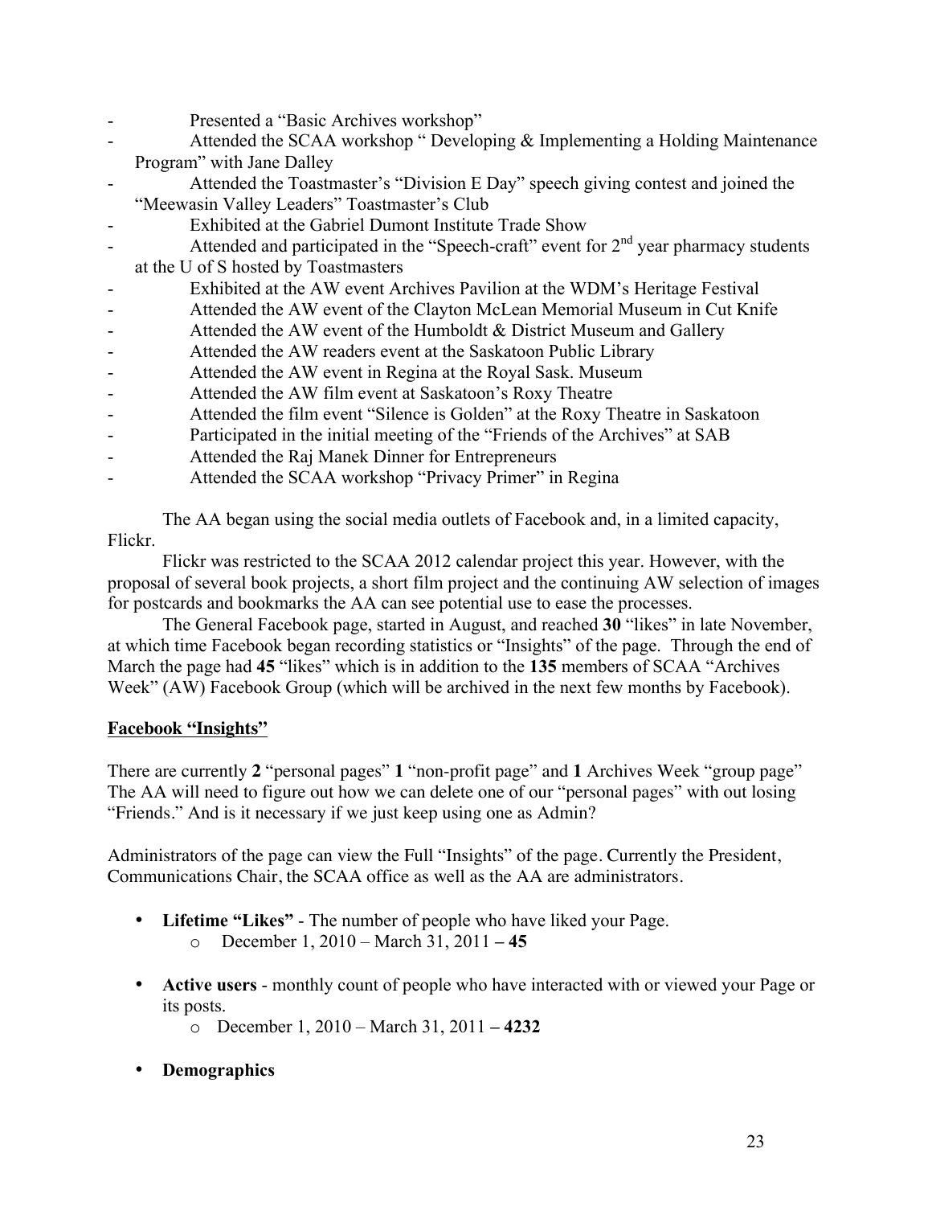- Presented a "Basic Archives workshop"
- Attended the SCAA workshop " Developing & Implementing a Holding Maintenance Program" with Jane Dalley
- Attended the Toastmaster's "Division E Day" speech giving contest and joined the "Meewasin Valley Leaders" Toastmaster's Club
- Exhibited at the Gabriel Dumont Institute Trade Show
- Attended and participated in the "Speech-craft" event for 2nd year pharmacy students at the U of S hosted by Toastmasters
- Exhibited at the AW event Archives Pavilion at the WDM's Heritage Festival
- Attended the AW event of the Clayton McLean Memorial Museum in Cut Knife
- Attended the AW event of the Humboldt & District Museum and Gallery
- Attended the AW readers event at the Saskatoon Public Library
- Attended the AW event in Regina at the Royal Sask. Museum
- Attended the AW film event at Saskatoon's Roxy Theatre
- Attended the film event "Silence is Golden" at the Roxy Theatre in Saskatoon
- Participated in the initial meeting of the "Friends of the Archives" at SAB
- Attended the Raj Manek Dinner for Entrepreneurs
- Attended the SCAA workshop "Privacy Primer" in Regina

The AA began using the social media outlets of Facebook and, in a limited capacity, Flickr.

Flickr was restricted to the SCAA 2012 calendar project this year. However, with the proposal of several book projects, a short film project and the continuing AW selection of images for postcards and bookmarks the AA can see potential use to ease the processes.

The General Facebook page, started in August, and reached **30** "likes" in late November, at which time Facebook began recording statistics or "Insights" of the page. Through the end of March the page had **45** "likes" which is in addition to the **135** members of SCAA "Archives Week" (AW) Facebook Group (which will be archived in the next few months by Facebook).

**Facebook "Insights"**

There are currently **2** "personal pages" **1** "non-profit page" and **1** Archives Week "group page" The AA will need to figure out how we can delete one of our "personal pages" with out losing "Friends." And is it necessary if we just keep using one as Admin?

Administrators of the page can view the Full "Insights" of the page. Currently the President, Communications Chair, the SCAA office as well as the AA are administrators.

- **Lifetime "Likes"** - The number of people who have liked your Page.
  - December 1, 2010 – March 31, 2011 **– 45**
- **Active users** - monthly count of people who have interacted with or viewed your Page or its posts.
  - December 1, 2010 – March 31, 2011 **– 4232**
- **Demographics**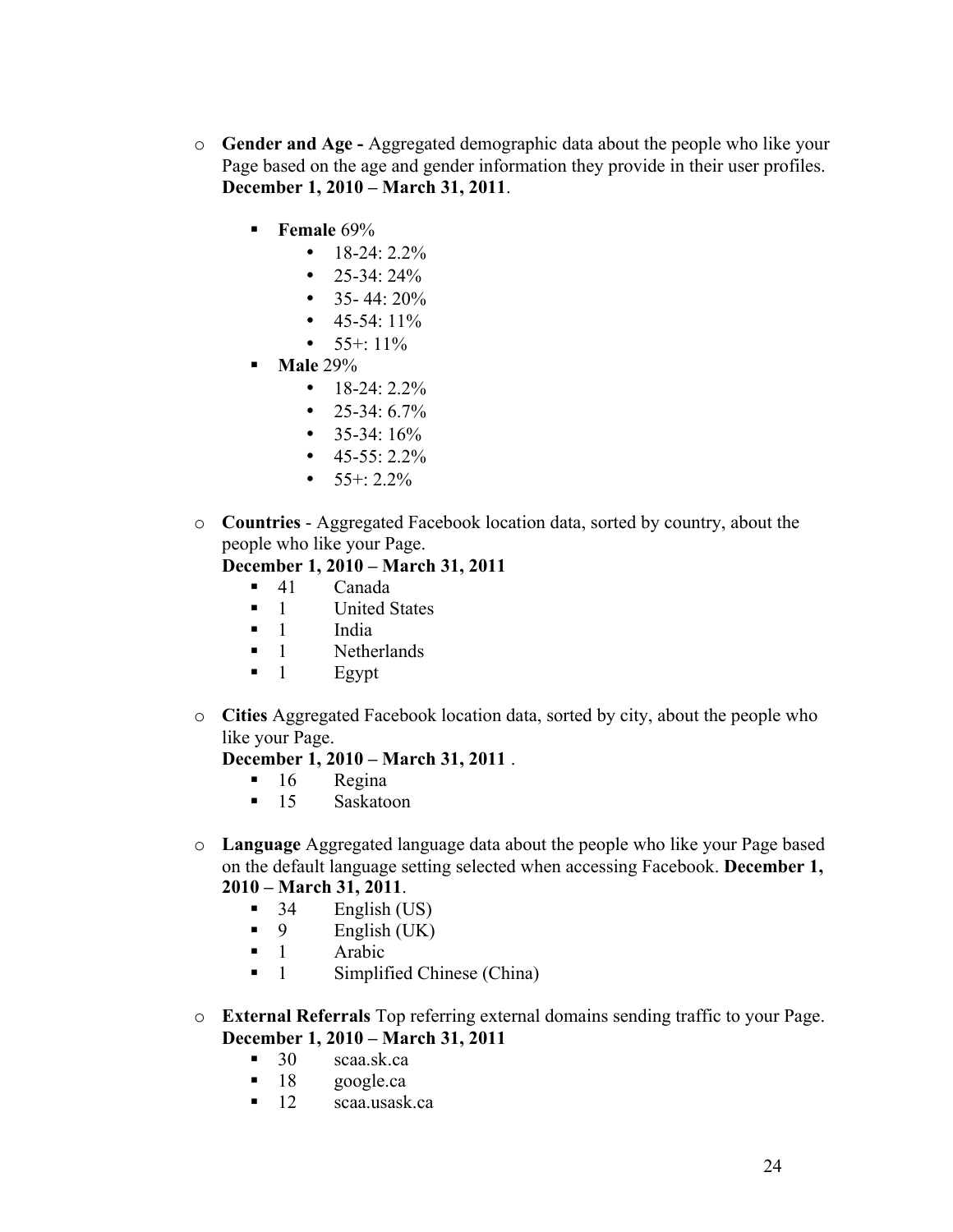- **Gender and Age -** Aggregated demographic data about the people who like your Page based on the age and gender information they provide in their user profiles. **December 1, 2010 – March 31, 2011**.
  - **Female** 69%
    - 18-24: 2.2%
    - 25-34: 24%
    - 35- 44: 20%
    - 45-54: 11%
    - 55+: 11%
  - **Male** 29%
    - 18-24: 2.2%
    - 25-34: 6.7%
    - 35-34: 16%
    - 45-55: 2.2%
    - 55+: 2.2%

- **Countries** - Aggregated Facebook location data, sorted by country, about the people who like your Page.
  **December 1, 2010 – March 31, 2011**
  - 41 Canada
  - 1 United States
  - 1 India
  - 1 Netherlands
  - 1 Egypt

- **Cities** Aggregated Facebook location data, sorted by city, about the people who like your Page.
  **December 1, 2010 – March 31, 2011** .
  - 16 Regina
  - 15 Saskatoon

- **Language** Aggregated language data about the people who like your Page based on the default language setting selected when accessing Facebook. **December 1, 2010 – March 31, 2011**.
  - 34 English (US)
  - 9 English (UK)
  - 1 Arabic
  - 1 Simplified Chinese (China)

- **External Referrals** Top referring external domains sending traffic to your Page. **December 1, 2010 – March 31, 2011**
  - 30 scaa.sk.ca
  - 18 google.ca
  - 12 scaa.usask.ca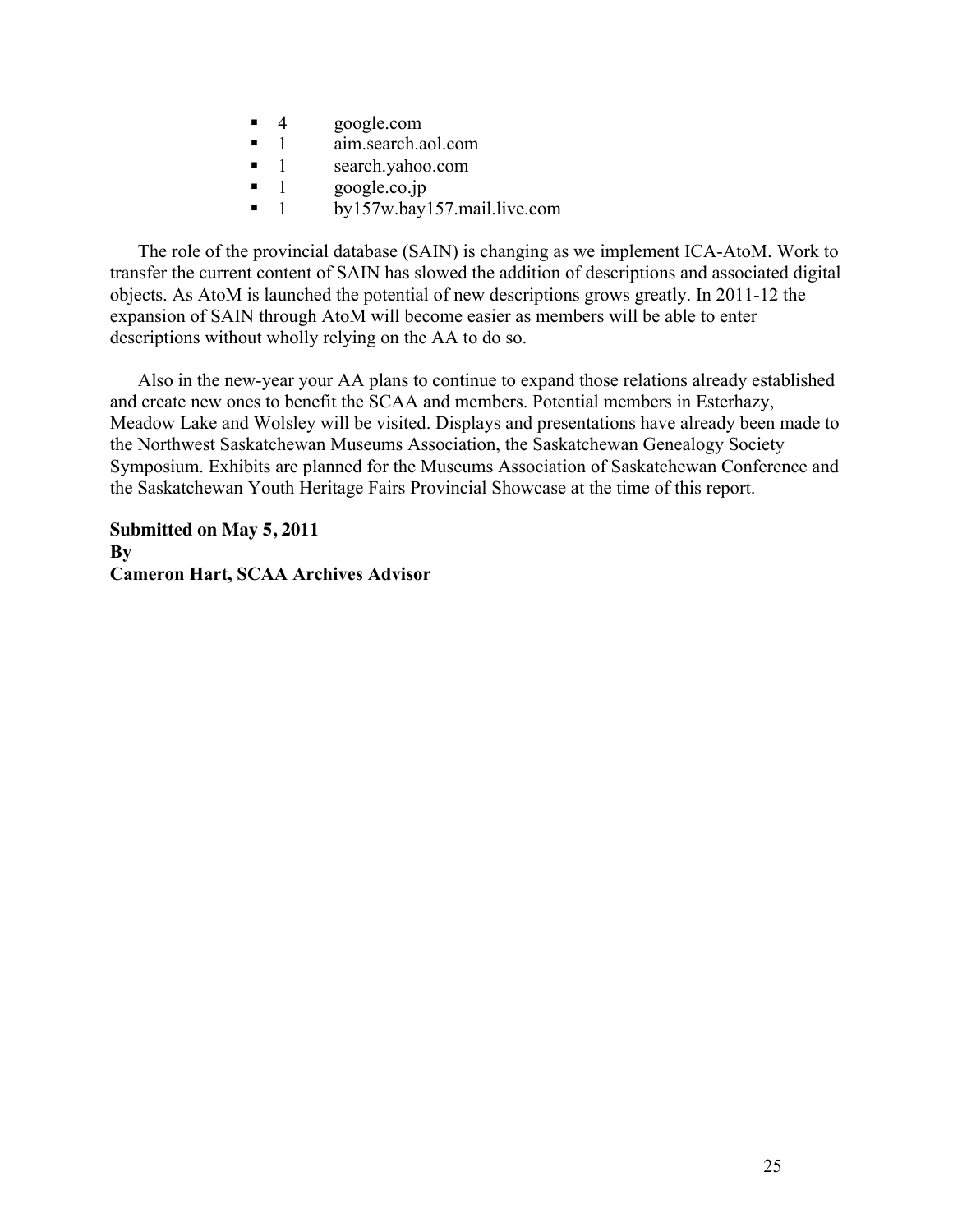- 4 google.com
- 1 aim.search.aol.com
- 1 search.yahoo.com
- 1 google.co.jp
- 1 by157w.bay157.mail.live.com

The role of the provincial database (SAIN) is changing as we implement ICA-AtoM. Work to transfer the current content of SAIN has slowed the addition of descriptions and associated digital objects. As AtoM is launched the potential of new descriptions grows greatly. In 2011-12 the expansion of SAIN through AtoM will become easier as members will be able to enter descriptions without wholly relying on the AA to do so.

Also in the new-year your AA plans to continue to expand those relations already established and create new ones to benefit the SCAA and members. Potential members in Esterhazy, Meadow Lake and Wolsley will be visited. Displays and presentations have already been made to the Northwest Saskatchewan Museums Association, the Saskatchewan Genealogy Society Symposium. Exhibits are planned for the Museums Association of Saskatchewan Conference and the Saskatchewan Youth Heritage Fairs Provincial Showcase at the time of this report.

**Submitted on May 5, 2011**
**By**
**Cameron Hart, SCAA Archives Advisor**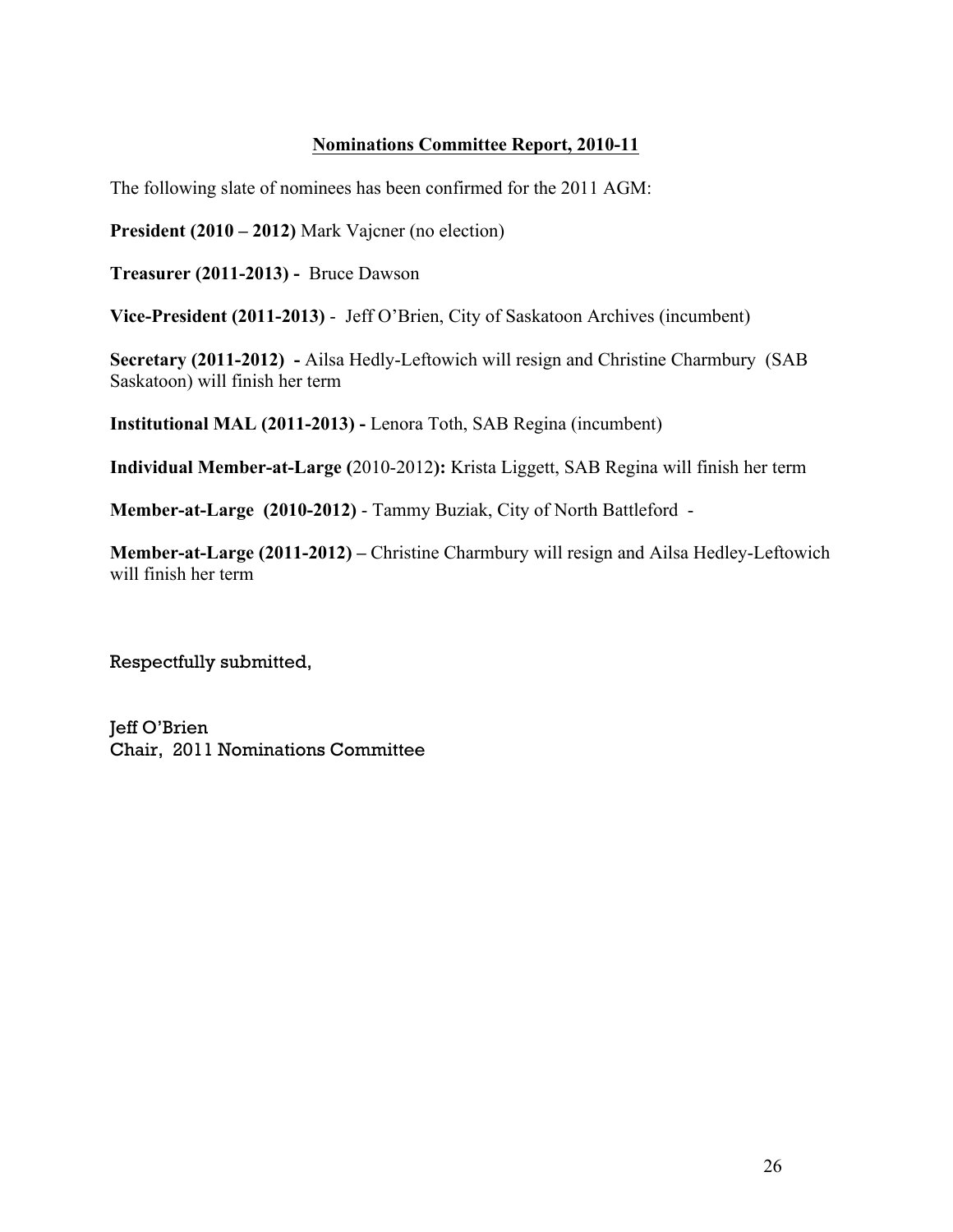**<u>Nominations Committee Report, 2010-11</u>**

The following slate of nominees has been confirmed for the 2011 AGM:

**President (2010 – 2012)** Mark Vajcner (no election)

**Treasurer (2011-2013) -** Bruce Dawson

**Vice-President (2011-2013)** - Jeff O'Brien, City of Saskatoon Archives (incumbent)

**Secretary (2011-2012) -** Ailsa Hedly-Leftowich will resign and Christine Charmbury (SAB Saskatoon) will finish her term

**Institutional MAL (2011-2013) -** Lenora Toth, SAB Regina (incumbent)

**Individual Member-at-Large (**2010-2012**):** Krista Liggett, SAB Regina will finish her term

**Member-at-Large (2010-2012)** - Tammy Buziak, City of North Battleford -

**Member-at-Large (2011-2012) –** Christine Charmbury will resign and Ailsa Hedley-Leftowich will finish her term

Respectfully submitted,

Jeff O'Brien
Chair, 2011 Nominations Committee